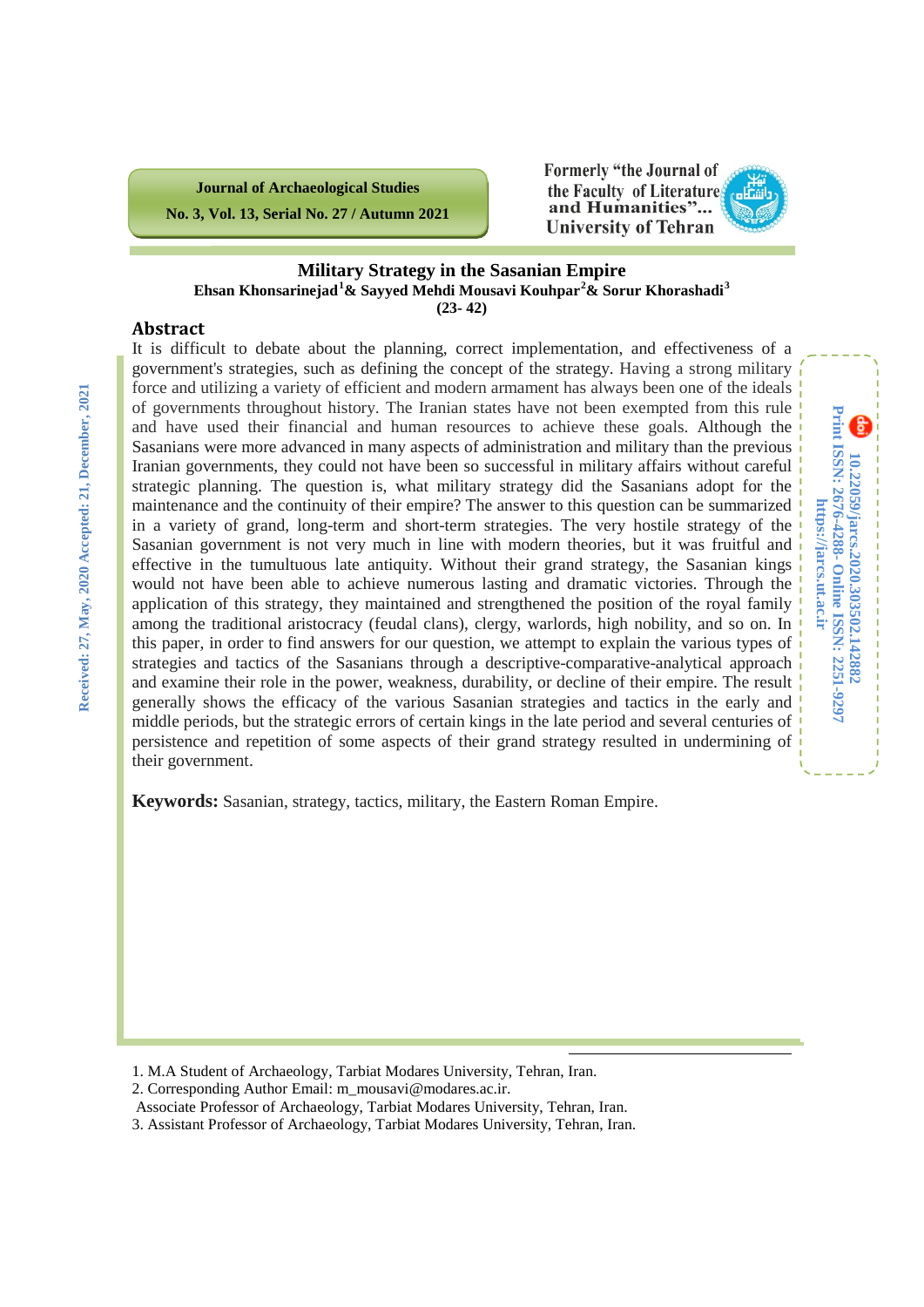# Military Strategy in the Sasanian Empire

**Ehsan Khonsarinejad[1] & Sayyed Mehdi Mousavi Kouhpar[2] & Sorur Khorashadi[3]**

**(23- 42)**

## Abstract

It is difficult to debate about the planning, correct implementation, and effectiveness of a government's strategies, such as defining the concept of the strategy. Having a strong military force and utilizing a variety of efficient and modern armament has always been one of the ideals of governments throughout history. The Iranian states have not been exempted from this rule and have used their financial and human resources to achieve these goals. Although the Sasanians were more advanced in many aspects of administration and military than the previous Iranian governments, they could not have been so successful in military affairs without careful strategic planning. The question is, what military strategy did the Sasanians adopt for the maintenance and the continuity of their empire? The answer to this question can be summarized in a variety of grand, long-term and short-term strategies. The very hostile strategy of the Sasanian government is not very much in line with modern theories, but it was fruitful and effective in the tumultuous late antiquity. Without their grand strategy, the Sasanian kings would not have been able to achieve numerous lasting and dramatic victories. Through the application of this strategy, they maintained and strengthened the position of the royal family among the traditional aristocracy (feudal clans), clergy, warlords, high nobility, and so on. In this paper, in order to find answers for our question, we attempt to explain the various types of strategies and tactics of the Sasanians through a descriptive-comparative-analytical approach and examine their role in the power, weakness, durability, or decline of their empire. The result generally shows the efficacy of the various Sasanian strategies and tactics in the early and middle periods, but the strategic errors of certain kings in the late period and several centuries of persistence and repetition of some aspects of their grand strategy resulted in undermining of their government.

**Keywords:** Sasanian, strategy, tactics, military, the Eastern Roman Empire.

Received: 27, May, 2020 Accepted: 21, December, 2021

10.22059/jarcs.2020.303502.142882
Print ISSN: 2676-4288- Online ISSN: 2251-9297
https://jarcs.ut.ac.ir

---

1. M.A Student of Archaeology, Tarbiat Modares University, Tehran, Iran.
2. Corresponding Author Email: m_mousavi@modares.ac.ir.
 Associate Professor of Archaeology, Tarbiat Modares University, Tehran, Iran.
3. Assistant Professor of Archaeology, Tarbiat Modares University, Tehran, Iran.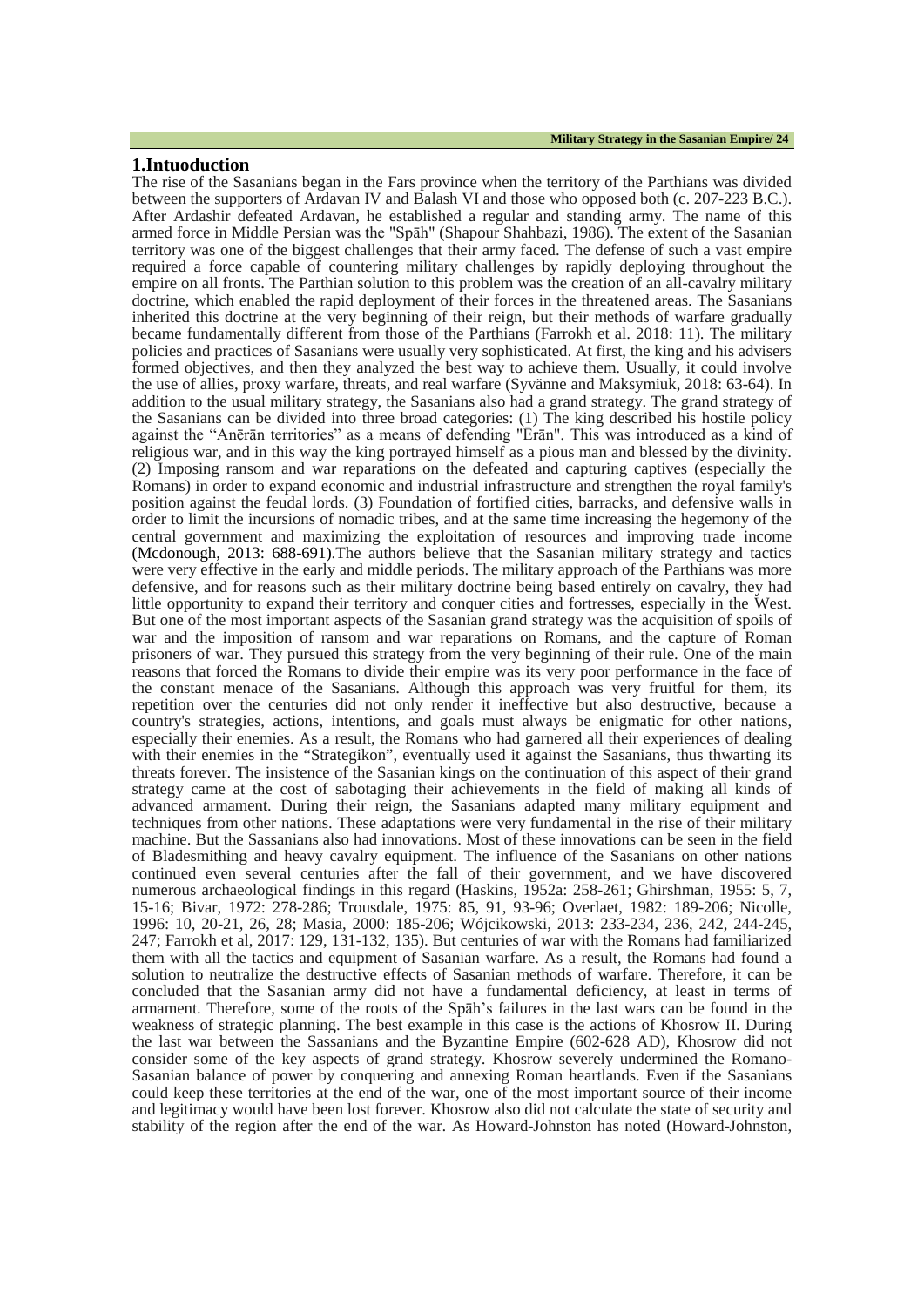## 1.Intuoduction

The rise of the Sasanians began in the Fars province when the territory of the Parthians was divided between the supporters of Ardavan IV and Balash VI and those who opposed both (c. 207-223 B.C.). After Ardashir defeated Ardavan, he established a regular and standing army. The name of this armed force in Middle Persian was the "Spāh" (Shapour Shahbazi, 1986). The extent of the Sasanian territory was one of the biggest challenges that their army faced. The defense of such a vast empire required a force capable of countering military challenges by rapidly deploying throughout the empire on all fronts. The Parthian solution to this problem was the creation of an all-cavalry military doctrine, which enabled the rapid deployment of their forces in the threatened areas. The Sasanians inherited this doctrine at the very beginning of their reign, but their methods of warfare gradually became fundamentally different from those of the Parthians (Farrokh et al. 2018: 11). The military policies and practices of Sasanians were usually very sophisticated. At first, the king and his advisers formed objectives, and then they analyzed the best way to achieve them. Usually, it could involve the use of allies, proxy warfare, threats, and real warfare (Syvänne and Maksymiuk, 2018: 63-64). In addition to the usual military strategy, the Sasanians also had a grand strategy. The grand strategy of the Sasanians can be divided into three broad categories: (1) The king described his hostile policy against the "Anērān territories" as a means of defending "Ērān". This was introduced as a kind of religious war, and in this way the king portrayed himself as a pious man and blessed by the divinity. (2) Imposing ransom and war reparations on the defeated and capturing captives (especially the Romans) in order to expand economic and industrial infrastructure and strengthen the royal family's position against the feudal lords. (3) Foundation of fortified cities, barracks, and defensive walls in order to limit the incursions of nomadic tribes, and at the same time increasing the hegemony of the central government and maximizing the exploitation of resources and improving trade income (Mcdonough, 2013: 688-691).The authors believe that the Sasanian military strategy and tactics were very effective in the early and middle periods. The military approach of the Parthians was more defensive, and for reasons such as their military doctrine being based entirely on cavalry, they had little opportunity to expand their territory and conquer cities and fortresses, especially in the West. But one of the most important aspects of the Sasanian grand strategy was the acquisition of spoils of war and the imposition of ransom and war reparations on Romans, and the capture of Roman prisoners of war. They pursued this strategy from the very beginning of their rule. One of the main reasons that forced the Romans to divide their empire was its very poor performance in the face of the constant menace of the Sasanians. Although this approach was very fruitful for them, its repetition over the centuries did not only render it ineffective but also destructive, because a country's strategies, actions, intentions, and goals must always be enigmatic for other nations, especially their enemies. As a result, the Romans who had garnered all their experiences of dealing with their enemies in the "Strategikon", eventually used it against the Sasanians, thus thwarting its threats forever. The insistence of the Sasanian kings on the continuation of this aspect of their grand strategy came at the cost of sabotaging their achievements in the field of making all kinds of advanced armament. During their reign, the Sasanians adapted many military equipment and techniques from other nations. These adaptations were very fundamental in the rise of their military machine. But the Sassanians also had innovations. Most of these innovations can be seen in the field of Bladesmithing and heavy cavalry equipment. The influence of the Sasanians on other nations continued even several centuries after the fall of their government, and we have discovered numerous archaeological findings in this regard (Haskins, 1952a: 258-261; Ghirshman, 1955: 5, 7, 15-16; Bivar, 1972: 278-286; Trousdale, 1975: 85, 91, 93-96; Overlaet, 1982: 189-206; Nicolle, 1996: 10, 20-21, 26, 28; Masia, 2000: 185-206; Wójcikowski, 2013: 233-234, 236, 242, 244-245, 247; Farrokh et al, 2017: 129, 131-132, 135). But centuries of war with the Romans had familiarized them with all the tactics and equipment of Sasanian warfare. As a result, the Romans had found a solution to neutralize the destructive effects of Sasanian methods of warfare. Therefore, it can be concluded that the Sasanian army did not have a fundamental deficiency, at least in terms of armament. Therefore, some of the roots of the Spāh's failures in the last wars can be found in the weakness of strategic planning. The best example in this case is the actions of Khosrow II. During the last war between the Sassanians and the Byzantine Empire (602-628 AD), Khosrow did not consider some of the key aspects of grand strategy. Khosrow severely undermined the Romano-Sasanian balance of power by conquering and annexing Roman heartlands. Even if the Sasanians could keep these territories at the end of the war, one of the most important source of their income and legitimacy would have been lost forever. Khosrow also did not calculate the state of security and stability of the region after the end of the war. As Howard-Johnston has noted (Howard-Johnston,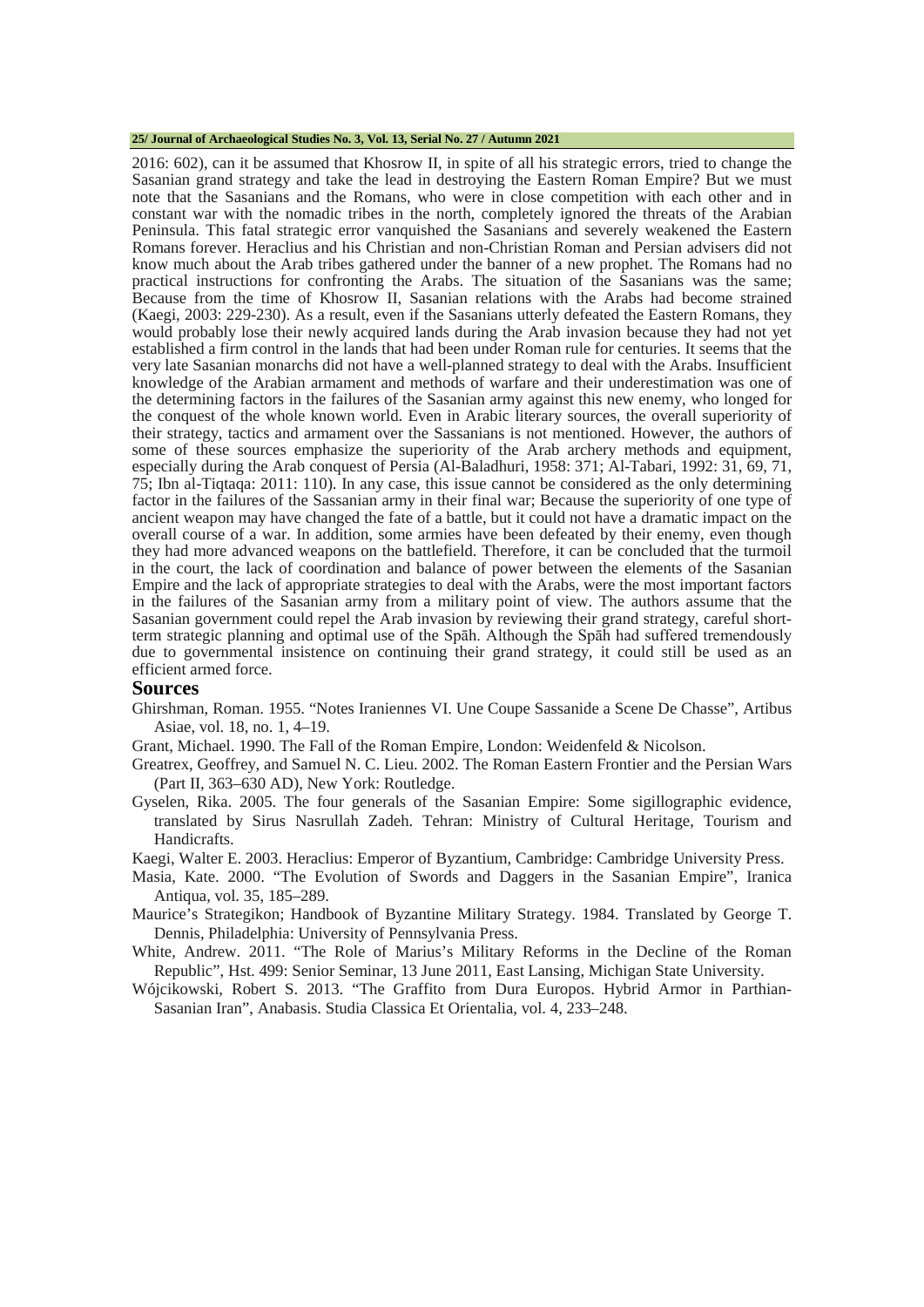2016: 602), can it be assumed that Khosrow II, in spite of all his strategic errors, tried to change the Sasanian grand strategy and take the lead in destroying the Eastern Roman Empire? But we must note that the Sasanians and the Romans, who were in close competition with each other and in constant war with the nomadic tribes in the north, completely ignored the threats of the Arabian Peninsula. This fatal strategic error vanquished the Sasanians and severely weakened the Eastern Romans forever. Heraclius and his Christian and non-Christian Roman and Persian advisers did not know much about the Arab tribes gathered under the banner of a new prophet. The Romans had no practical instructions for confronting the Arabs. The situation of the Sasanians was the same; Because from the time of Khosrow II, Sasanian relations with the Arabs had become strained (Kaegi, 2003: 229-230). As a result, even if the Sasanians utterly defeated the Eastern Romans, they would probably lose their newly acquired lands during the Arab invasion because they had not yet established a firm control in the lands that had been under Roman rule for centuries. It seems that the very late Sasanian monarchs did not have a well-planned strategy to deal with the Arabs. Insufficient knowledge of the Arabian armament and methods of warfare and their underestimation was one of the determining factors in the failures of the Sasanian army against this new enemy, who longed for the conquest of the whole known world. Even in Arabic literary sources, the overall superiority of their strategy, tactics and armament over the Sassanians is not mentioned. However, the authors of some of these sources emphasize the superiority of the Arab archery methods and equipment, especially during the Arab conquest of Persia (Al-Baladhuri, 1958: 371; Al-Tabari, 1992: 31, 69, 71, 75; Ibn al-Tiqtaqa: 2011: 110). In any case, this issue cannot be considered as the only determining factor in the failures of the Sassanian army in their final war; Because the superiority of one type of ancient weapon may have changed the fate of a battle, but it could not have a dramatic impact on the overall course of a war. In addition, some armies have been defeated by their enemy, even though they had more advanced weapons on the battlefield. Therefore, it can be concluded that the turmoil in the court, the lack of coordination and balance of power between the elements of the Sasanian Empire and the lack of appropriate strategies to deal with the Arabs, were the most important factors in the failures of the Sasanian army from a military point of view. The authors assume that the Sasanian government could repel the Arab invasion by reviewing their grand strategy, careful short-term strategic planning and optimal use of the Spāh. Although the Spāh had suffered tremendously due to governmental insistence on continuing their grand strategy, it could still be used as an efficient armed force.

## Sources

Ghirshman, Roman. 1955. "Notes Iraniennes VI. Une Coupe Sassanide a Scene De Chasse", Artibus Asiae, vol. 18, no. 1, 4–19.

Grant, Michael. 1990. The Fall of the Roman Empire, London: Weidenfeld & Nicolson.

Greatrex, Geoffrey, and Samuel N. C. Lieu. 2002. The Roman Eastern Frontier and the Persian Wars (Part II, 363–630 AD), New York: Routledge.

Gyselen, Rika. 2005. The four generals of the Sasanian Empire: Some sigillographic evidence, translated by Sirus Nasrullah Zadeh. Tehran: Ministry of Cultural Heritage, Tourism and Handicrafts.

Kaegi, Walter E. 2003. Heraclius: Emperor of Byzantium, Cambridge: Cambridge University Press.

Masia, Kate. 2000. "The Evolution of Swords and Daggers in the Sasanian Empire", Iranica Antiqua, vol. 35, 185–289.

Maurice's Strategikon; Handbook of Byzantine Military Strategy. 1984. Translated by George T. Dennis, Philadelphia: University of Pennsylvania Press.

White, Andrew. 2011. "The Role of Marius's Military Reforms in the Decline of the Roman Republic", Hst. 499: Senior Seminar, 13 June 2011, East Lansing, Michigan State University.

Wójcikowski, Robert S. 2013. "The Graffito from Dura Europos. Hybrid Armor in Parthian-Sasanian Iran", Anabasis. Studia Classica Et Orientalia, vol. 4, 233–248.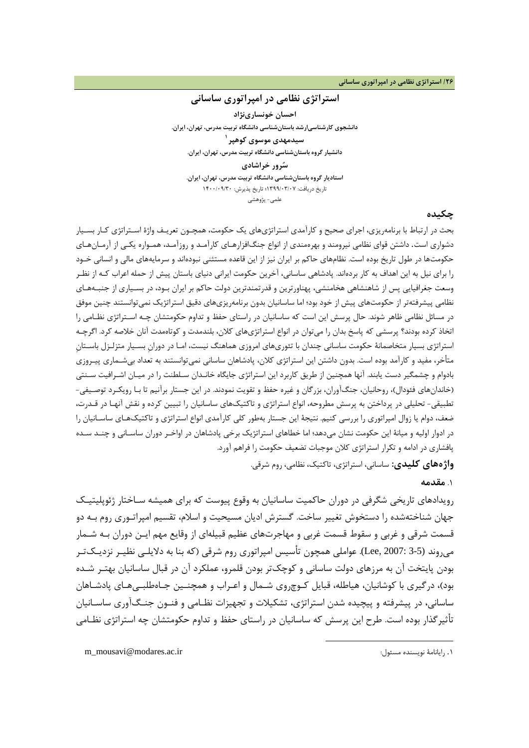# استراتژی نظامی در امپراتوری ساسانی

**احسان خونساری‌نژاد**

**دانشجوی کارشناسی‌ارشد باستان‌شناسی دانشگاه تربیت مدرس، تهران، ایران.**

**سیدمهدی موسوی کوهپر** [1]

**دانشیار گروه باستان‌شناسی دانشگاه تربیت مدرس، تهران، ایران.**

**سُرور خراشادی**

**استادیار گروه باستان‌شناسی دانشگاه تربیت مدرس، تهران، ایران.**

تاریخ دریافت: ۱۳۹۹/۰۳/۰۷؛ تاریخ پذیرش: ۱۴۰۰/۰۹/۳۰

علمی- پژوهشی

## چکیده

بحث در ارتباط با برنامه‌ریزی، اجرای صحیح و کارآمدی استراتژی‌های یک حکومت، همچون تعریف واژهٔ استراتژی کار بسیار دشواری است. داشتن قوای نظامی نیرومند و بهره‌مندی از انواع جنگ‌افزارهای کارآمد و روزآمد، همواره یکی از آرمان‌های حکومت‌ها در طول تاریخ بوده است. نظام‌های حاکم بر ایران نیز از این قاعده مستثنی نبوده‌اند و سرمایه‌های مالی و انسانی خود را برای نیل به این اهداف به کار برده‌اند. پادشاهی ساسانی، آخرین حکومت ایرانی دنیای باستان پیش از حمله اعراب که از نظر وسعت جغرافیایی پس از شاهنشاهی هخامنشی، پهناورترین و قدرتمندترین دولت حاکم بر ایران بود، در بسیاری از جنبه‌های نظامی پیشرفته‌تر از حکومت‌های پیش از خود بود؛ اما ساسانیان بدون برنامه‌ریزی‌های دقیق استراتژیک نمی‌توانستند چنین موفق در مسائل نظامی ظاهر شوند. حال پرسش این است که ساسانیان در راستای حفظ و تداوم حکومتشان چه استراتژی نظامی را اتخاذ کرده بودند؟ پرسشی که پاسخ بدان را می‌توان در انواع استراتژی‌های کلان، بلندمدت و کوتاه‌مدت آنان خلاصه کرد. اگرچه استراتژی بسیار متخاصمانهٔ حکومت ساسانی چندان با تئوری‌های امروزی هماهنگ نیست، اما در دورانِ بسیار متزلزل باستانِ متأخر، مفید و کارآمد بوده است. بدون داشتن این استراتژی کلان، پادشاهان ساسانی نمی‌توانستند به تعداد بی‌شماری پیروزی بادوام و چشمگیر دست یابند. آنها همچنین از طریق کاربرد این استراتژی جایگاه خاندان سلطنت را در میان اشرافیت سنتی (خاندان‌های فئودال)، روحانیان، جنگ‌آوران، بزرگان و غیره حفظ و تقویت نمودند. در این جستار برآنیم تا با رویکرد توصیفی- تطبیقی- تحلیلی در پرداختن به پرسش مطروحه، انواع استراتژی و تاکتیک‌های ساسانیان را تبیین کرده و نقش آنها در قدرت، ضعف، دوام یا زوال امپراتوری را بررسی کنیم. نتیجهٔ این جستار به‌طور کلی کارآمدی انواع استراتژی و تاکتیک‌های ساسانیان را در ادوار اولیه و میانهٔ این حکومت نشان می‌دهد؛ اما خطاهای استراتژیک برخی پادشاهان در اواخر دوران ساسانی و چند سده پافشاری در ادامه و تکرار استراتژی کلان موجبات تضعیف حکومت را فراهم آورد.

**واژه‌های کلیدی:** ساسانی، استراتژی، تاکتیک، نظامی، روم شرقی.

### ۱. مقدمه

رویدادهای تاریخی شگرفی در دوران حاکمیت ساسانیان به وقوع پیوست که برای همیشه ساختار ژئوپلیتیک جهان شناخته‌شده را دستخوش تغییر ساخت. گسترش ادیان مسیحیت و اسلام، تقسیم امپراتوری روم به دو قسمت شرقی و غربی و سقوط قسمت غربی و مهاجرت‌های عظیم قبیله‌ای از وقایع مهم این دوران به شمار می‌روند (Lee, 2007: 3-5). عواملی همچون تأسیس امپراتوری روم شرقی (که بنا به دلایلی نظیر نزدیک‌تر بودن پایتخت آن به مرزهای دولت ساسانی و کوچک‌تر بودن قلمرو، عملکرد آن در قبال ساسانیان بهتر شده بود)، درگیری با کوشانیان، هیاطله، قبایل کوچ‌روی شمال و اعراب و همچنین جاه‌طلبی‌های پادشاهان ساسانی، در پیشرفته و پیچیده شدن استراتژی، تشکیلات و تجهیزات نظامی و فنون جنگ‌آوری ساسانیان تأثیرگذار بوده است. طرح این پرسش که ساسانیان در راستای حفظ و تداوم حکومتشان چه استراتژی نظامی

---

[1] رایانامهٔ نویسنده مسئول: m_mousavi@modares.ac.ir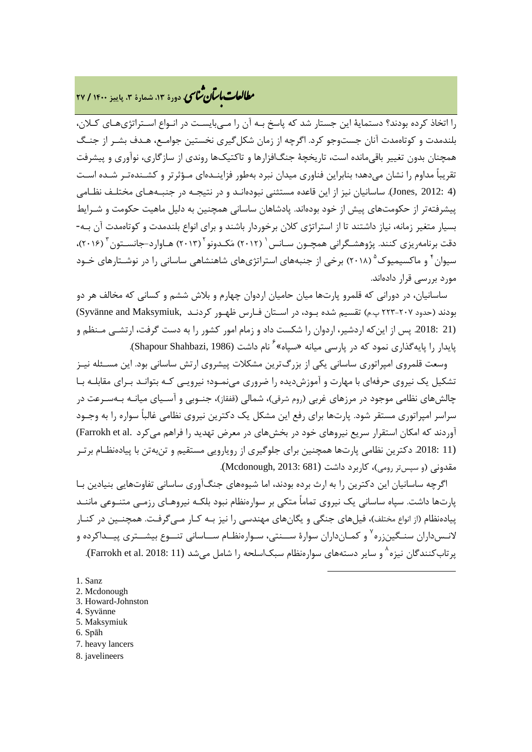را اتخاذ کرده بودند؟ دستمایهٔ این جستار شد که پاسخ بـه آن را مـی‌بایسـت در انـواع اسـتراتژی‌هـای کـلان، بلندمدت و کوتاه‌مدت آنان جست‌وجو کرد. اگرچه از زمان شکل‌گیری نخستین جوامـع، هـدف بشـر از جنـگ همچنان بدون تغییر باقی‌مانده است، تاریخچهٔ جنگ‌افزارها و تاکتیک‌ها روندی از سازگاری، نوآوری و پیشرفت تقریباً مداوم را نشان می‌دهد؛ بنابراین فناوری میدان نبرد به‌طور فزاینـده‌ای مـؤثرتر و کشـنده‌تـر شـده اسـت (Jones, 2012: 4). ساسانیان نیز از این قاعده مستثنی نبوده‌انـد و در نتیجـه در جنبـه‌هـای مختلـف نظـامی پیشرفته‌تر از حکومت‌های پیش از خود بوده‌اند. پادشاهان ساسانی همچنین به دلیل ماهیت حکومت و شـرایط بسیار متغیر زمانه، نیاز داشتند تا از استراتژی کلان برخوردار باشند و برای انواع بلندمدت و کوتاه‌مدت آن بـه‌دقت برنامه‌ریزی کنند. پژوهشـگرانی همچـون سـانس[1] (۲۰۱۲) مَکـدونو[2] (۲۰۱۳) هـاوارد-جانسـتون[3] (۲۰۱۶)، سیوان[4] و ماکسیمیوک[5] (۲۰۱۸) برخی از جنبه‌های استراتژی‌های شاهنشاهی ساسانی را در نوشـتارهای خـود مورد بررسی قرار داده‌اند.

ساسانیان، در دورانی که قلمرو پارت‌ها میان حامیان اردوان چهارم و بلاش ششم و کسانی که مخالف هر دو بودند (حدود ۲۰۷-۲۲۳ پ.م) تقسیم شده بـود، در اسـتان فـارس ظهـور کردنـد (Syvänne and Maksymiuk, 2018: 21). پس از این‌که اردشیر، اردوان را شکست داد و زمام امور کشور را به دست گرفت، ارتشـی مـنظم و پایدار را پایه‌گذاری نمود که در پارسی میانه «سپاه»[6] نام داشت (Shapour Shahbazi, 1986).

وسعت قلمروی امپراتوری ساسانی یکی از بزرگ‌ترین مشکلات پیشروی ارتش ساسانی بود. این مسـئله نیـز تشکیل یک نیروی حرفه‌ای با مهارت و آموزش‌دیده را ضروری می‌نمـود؛ نیرویـی کـه بتوانـد بـرای مقابلـه بـا چالش‌های نظامی موجود در مرزهای غربی (روم شرقی)، شمالی (قفقاز)، جنـوبی و آسـیای میانـه بـه‌سـرعت در سراسر امپراتوری مستقر شود. پارت‌ها برای رفع این مشکل یک دکترین نیروی نظامی غالباً سواره را به وجـود آوردند که امکان استقرار سریع نیروهای خود در بخش‌های در معرض تهدید را فراهم می‌کرد (Farrokh et al. 2018: 11). دکترین نظامی پارت‌ها همچنین برای جلوگیری از رویارویی مستقیم و تن‌به‌تن با پیاده‌نظـام برتـر مقدونی (و سپس‌تر رومی)، کاربرد داشت (Mcdonough, 2013: 681).

اگرچه ساسانیان این دکترین را به ارث برده بودند، اما شیوه‌های جنگ‌آوری ساسانی تفاوت‌هایی بنیادین بـا پارت‌ها داشت. سپاه ساسانی یک نیروی تماماً متکی بر سواره‌نظام نبود بلکـه نیروهـای رزمـی متنـوعی ماننـد پیاده‌نظام (از انواع مختلف)، فیل‌های جنگی و یگان‌های مهندسی را نیز بـه کـار مـی‌گرفـت. همچنـین در کنـار لانـس‌داران سنـگین‌زره[7] و کمـان‌داران سوارهٔ سـنتی، سـواره‌نظـام سـاسانی تنـوع بیشـتری پیـداکرده و پرتاب‌کنندگان نیزه[8] و سایر دسته‌های سواره‌نظام سبک‌اسلحه را شامل می‌شد (Farrokh et al. 2018: 11).

---

1. Sanz
2. Mcdonough
3. Howard-Johnston
4. Syvänne
5. Maksymiuk
6. Spāh
7. heavy lancers
8. javelineers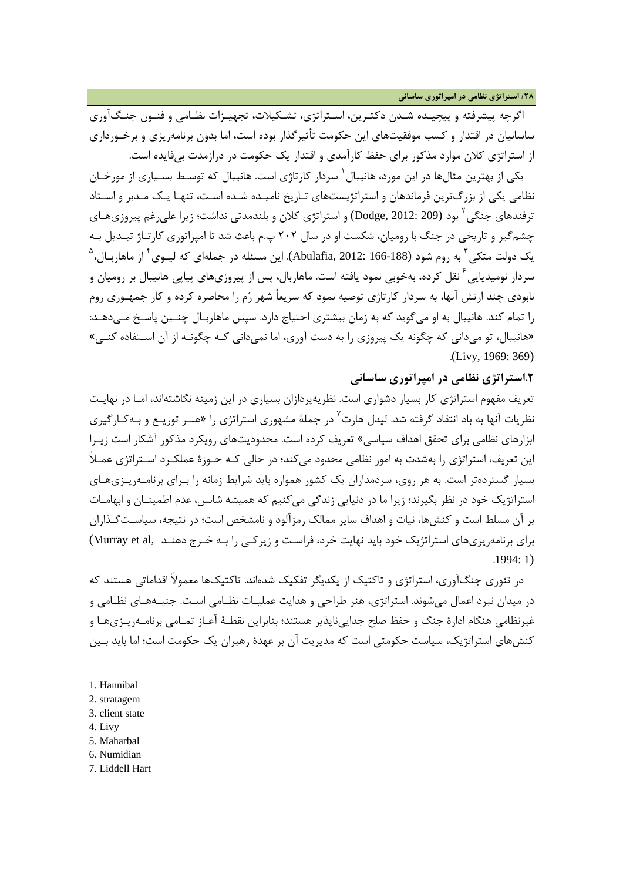اگرچه پیشرفته و پیچیده شدن دکترین، استراتژی، تشکیلات، تجهیزات نظامی و فنون جنگ‌آوری ساسانیان در اقتدار و کسب موفقیت‌های این حکومت تأثیرگذار بوده است، اما بدون برنامه‌ریزی و برخورداری از استراتژی کلان موارد مذکور برای حفظ کارآمدی و اقتدار یک حکومت در درازمدت بی‌فایده است.

یکی از بهترین مثال‌ها در این مورد، هانیبال[1] سردار کارتاژی است. هانیبال که توسط بسیاری از مورخان نظامی یکی از بزرگ‌ترین فرماندهان و استراتژیست‌های تاریخ نامیده شده است، تنها یک مدبر و استاد ترفندهای جنگی[2] بود (Dodge, 2012: 209) و استراتژی کلان و بلندمدتی نداشت؛ زیرا علی‌رغم پیروزی‌های چشم‌گیر و تاریخی در جنگ با رومیان، شکست او در سال ۲۰۲ پ.م باعث شد تا امپراتوری کارتاژ تبدیل به یک دولت متکی[3] به روم شود (Abulafia, 2012: 166-188). این مسئله در جمله‌ای که لیوی[4] از ماهاربال،[5] سردار نومیدیایی[6] نقل کرده، به‌خوبی نمود یافته است. ماهاربال، پس از پیروزی‌های پیاپی هانیبال بر رومیان و نابودی چند ارتش آنها، به سردار کارتاژی توصیه نمود که سریعاً شهر رُم را محاصره کرده و کار جمهوری روم را تمام کند. هانیبال به او می‌گوید که به زمان بیشتری احتیاج دارد. سپس ماهاربال چنین پاسخ می‌دهد: «هانیبال، تو می‌دانی که چگونه یک پیروزی را به دست آوری، اما نمی‌دانی که چگونه از آن استفاده کنی» (Livy, 1969: 369).

## ۲.استراتژی نظامی در امپراتوری ساسانی

تعریف مفهوم استراتژی کار بسیار دشواری است. نظریه‌پردازان بسیاری در این زمینه نگاشته‌اند، اما در نهایت نظریات آنها به باد انتقاد گرفته شد. لیدل هارت[7] در جملهٔ مشهوری استراتژی را «هنر توزیع و به‌کارگیری ابزارهای نظامی برای تحقق اهداف سیاسی» تعریف کرده است. محدودیت‌های رویکرد مذکور آشکار است زیرا این تعریف، استراتژی را به‌شدت به امور نظامی محدود می‌کند؛ در حالی که حوزهٔ عملکرد استراتژی عملاً بسیار گسترده‌تر است. به هر روی، سردمداران یک کشور همواره باید شرایط زمانه را برای برنامه‌ریزی‌های استراتژیک خود در نظر بگیرند؛ زیرا ما در دنیایی زندگی می‌کنیم که همیشه شانس، عدم اطمینان و ابهامات بر آن مسلط است و کنش‌ها، نیات و اهداف سایر ممالک رمزآلود و نامشخص است؛ در نتیجه، سیاست‌گذاران برای برنامه‌ریزی‌های استراتژیک خود باید نهایت خرد، فراست و زیرکی را به خرج دهند (Murray et al, 1994: 1).

در تئوری جنگ‌آوری، استراتژی و تاکتیک از یکدیگر تفکیک شده‌اند. تاکتیک‌ها معمولاً اقداماتی هستند که در میدان نبرد اعمال می‌شوند. استراتژی، هنر طراحی و هدایت عملیات نظامی است. جنبه‌های نظامی و غیرنظامی هنگام ادارهٔ جنگ و حفظ صلح جدایی‌ناپذیر هستند؛ بنابراین نقطهٔ آغاز تمامی برنامه‌ریزی‌ها و کنش‌های استراتژیک، سیاست حکومتی است که مدیریت آن بر عهدهٔ رهبران یک حکومت است؛ اما باید بین

---

1. Hannibal
2. stratagem
3. client state
4. Livy
5. Maharbal
6. Numidian
7. Liddell Hart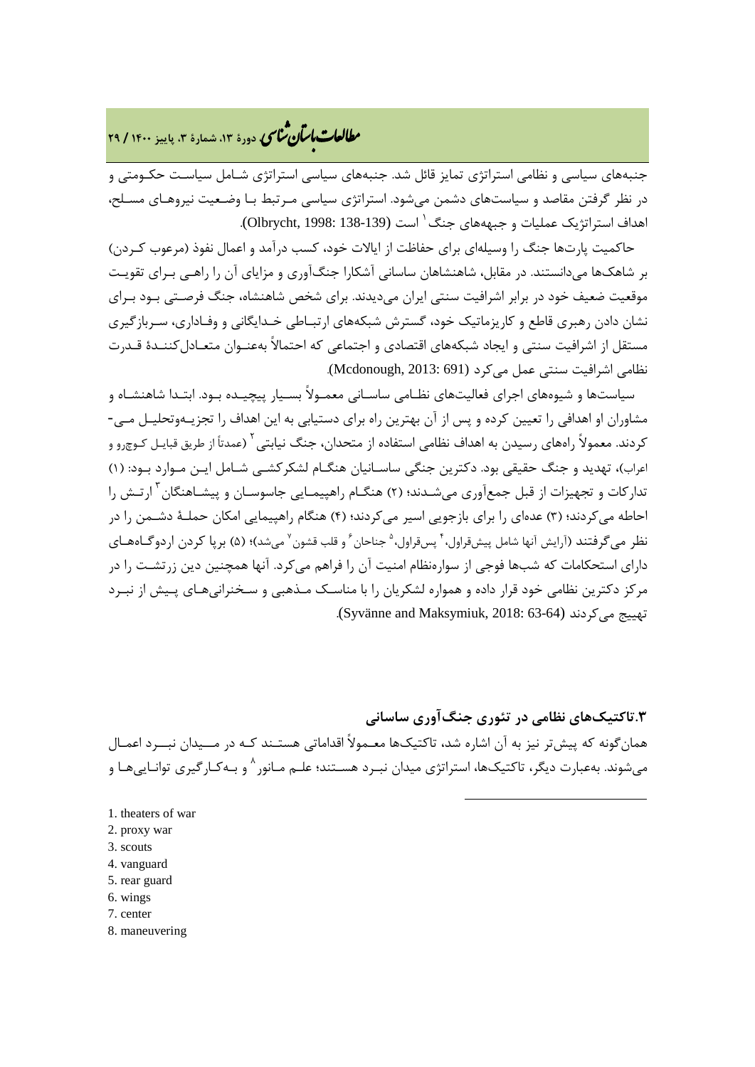جنبه‌های سیاسی و نظامی استراتژی تمایز قائل شد. جنبه‌های سیاسی استراتژی شامل سیاست حکومتی و در نظر گرفتن مقاصد و سیاست‌های دشمن می‌شود. استراتژی سیاسی مرتبط با وضعیت نیروهای مسلح، اهداف استراتژیک عملیات و جبهه‌های جنگ[1] است (Olbrycht, 1998: 138-139).

حاکمیت پارت‌ها جنگ را وسیله‌ای برای حفاظت از ایالات خود، کسب درآمد و اعمال نفوذ (مرعوب کردن) بر شاهک‌ها می‌دانستند. در مقابل، شاهنشاهان ساسانی آشکارا جنگ‌آوری و مزایای آن را راهی برای تقویت موقعیت ضعیف خود در برابر اشرافیت سنتی ایران می‌دیدند. برای شخص شاهنشاه، جنگ فرصتی بود برای نشان دادن رهبری قاطع و کاریزماتیک خود، گسترش شبکه‌های ارتباطی خدایگانی و وفاداری، سربازگیری مستقل از اشرافیت سنتی و ایجاد شبکه‌های اقتصادی و اجتماعی که احتمالاً به‌عنوان متعادل‌کنندۀ قدرت نظامی اشرافیت سنتی عمل می‌کرد (Mcdonough, 2013: 691).

سیاست‌ها و شیوه‌های اجرای فعالیت‌های نظامی ساسانی معمولاً بسیار پیچیده بود. ابتدا شاهنشاه و مشاوران او اهدافی را تعیین کرده و پس از آن بهترین راه برای دستیابی به این اهداف را تجزیه‌وتحلیل می‌کردند. معمولاً راه‌های رسیدن به اهداف نظامی استفاده از متحدان، جنگ نیابتی[2] (عمدتاً از طریق قبایل کوچ‌رو و اعراب)، تهدید و جنگ حقیقی بود. دکترین جنگی ساسانیان هنگام لشکرکشی شامل این موارد بود: (۱) تدارکات و تجهیزات از قبل جمع‌آوری می‌شدند؛ (۲) هنگام راهپیمایی جاسوسان و پیشاهنگان[3] ارتش را احاطه می‌کردند؛ (۳) عده‌ای را برای بازجویی اسیر می‌کردند؛ (۴) هنگام راهپیمایی امکان حملۀ دشمن را در نظر می‌گرفتند (آرایش آنها شامل پیش‌قراول،[4] پس‌قراول،[5] جناحان[6] و قلب قشون[7] می‌شد)؛ (۵) برپا کردن اردوگاه‌های دارای استحکامات که شب‌ها فوجی از سواره‌نظام امنیت آن را فراهم می‌کرد. آنها همچنین دین زرتشت را در مرکز دکترین نظامی خود قرار داده و همواره لشکریان را با مناسک مذهبی و سخنرانی‌های پیش از نبرد تهییج می‌کردند (Syvänne and Maksymiuk, 2018: 63-64).

### ۳.تاکتیک‌های نظامی در تئوری جنگ‌آوری ساسانی

همان‌گونه که پیش‌تر نیز به آن اشاره شد، تاکتیک‌ها معمولاً اقداماتی هستند که در میدان نبرد اعمال می‌شوند. به‌عبارت دیگر، تاکتیک‌ها، استراتژی میدان نبرد هستند؛ علم مانور[8] و به‌کارگیری توانایی‌ها و

---

1. theaters of war
2. proxy war
3. scouts
4. vanguard
5. rear guard
6. wings
7. center
8. maneuvering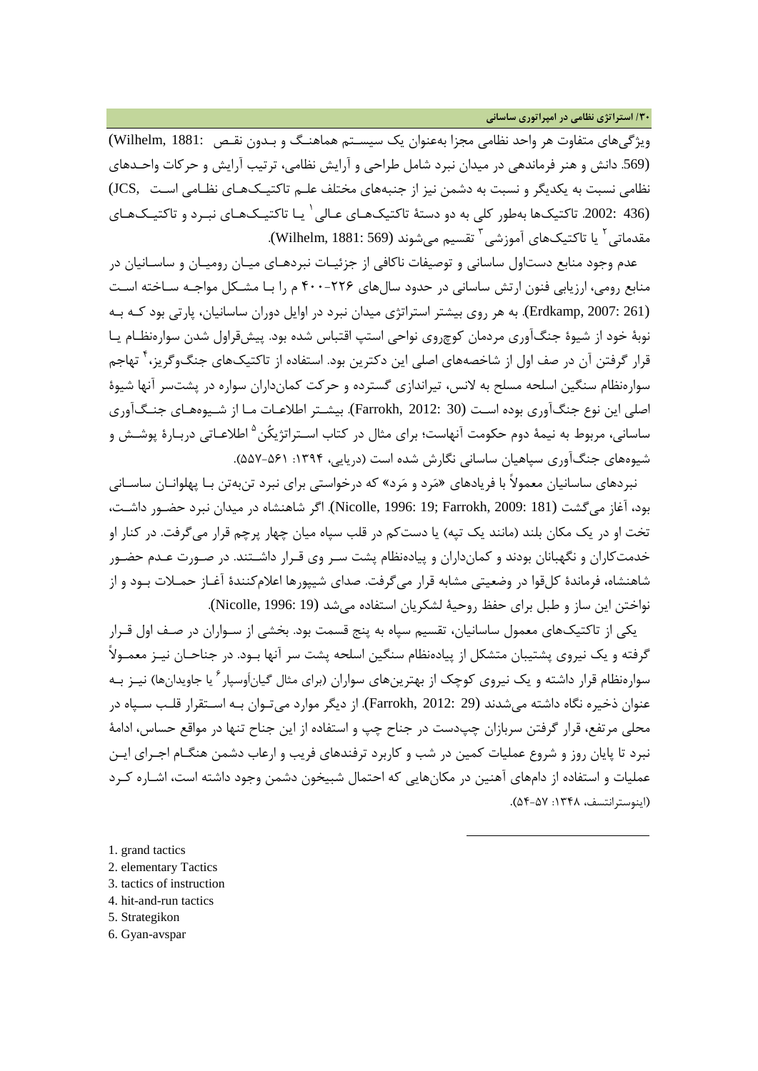ویژگی‌های متفاوت هر واحد نظامی مجزا به‌عنوان یک سیستم هماهنگ و بدون نقص (Wilhelm, 1881: 569). دانش و هنر فرماندهی در میدان نبرد شامل طراحی و آرایش نظامی، ترتیب آرایش و حرکات واحدهای نظامی نسبت به یکدیگر و نسبت به دشمن نیز از جنبه‌های مختلف علم تاکتیک‌های نظامی است (JCS, 2002: 436). تاکتیک‌ها به‌طور کلی به دو دستهٔ تاکتیک‌های عالی[1] یا تاکتیک‌های نبرد و تاکتیک‌های مقدماتی[2] یا تاکتیک‌های آموزشی[3] تقسیم می‌شوند (Wilhelm, 1881: 569).

عدم وجود منابع دست‌اول ساسانی و توصیفات ناکافی از جزئیات نبردهای میان رومیان و ساسانیان در منابع رومی، ارزیابی فنون ارتش ساسانی در حدود سال‌های ۲۲۶-۴۰۰ م را با مشکل مواجه ساخته است (Erdkamp, 2007: 261). به هر روی بیشتر استراتژی میدان نبرد در اوایل دوران ساسانیان، پارتی بود که به نوبهٔ خود از شیوهٔ جنگ‌آوری مردمان کوچ‌روی نواحی استپ اقتباس شده بود. پیش‌قراول شدن سواره‌نظام یا قرار گرفتن آن در صف اول از شاخصه‌های اصلی این دکترین بود. استفاده از تاکتیک‌های جنگ‌وگریز،[4] تهاجم سواره‌نظام سنگین اسلحه مسلح به لانس، تیراندازی گسترده و حرکت کمان‌داران سواره در پشت‌سر آنها شیوهٔ اصلی این نوع جنگ‌آوری بوده است (Farrokh, 2012: 30). بیشتر اطلاعات ما از شیوه‌های جنگ‌آوری ساسانی، مربوط به نیمهٔ دوم حکومت آنهاست؛ برای مثال در کتاب استراتژیکُن[5] اطلاعاتی دربارهٔ پوشش و شیوه‌های جنگ‌آوری سپاهیان ساسانی نگارش شده است (دریایی، ۱۳۹۴: ۵۶۱-۵۵۷).

نبردهای ساسانیان معمولاً با فریادهای «مَرد و مَرد» که درخواستی برای نبرد تن‌به‌تن با پهلوانان ساسانی بود، آغاز می‌گشت (Nicolle, 1996: 19; Farrokh, 2009: 181). اگر شاهنشاه در میدان نبرد حضور داشت، تخت او در یک مکان بلند (مانند یک تپه) یا دست‌کم در قلب سپاه میان چهار پرچم قرار می‌گرفت. در کنار او خدمت‌کاران و نگهبانان بودند و کمان‌داران و پیاده‌نظام پشت سر وی قرار داشتند. در صورت عدم حضور شاهنشاه، فرماندهٔ کل‌قوا در وضعیتی مشابه قرار می‌گرفت. صدای شیپورها اعلام‌کنندهٔ آغاز حملات بود و از نواختن این ساز و طبل برای حفظ روحیهٔ لشکریان استفاده می‌شد (Nicolle, 1996: 19).

یکی از تاکتیک‌های معمول ساسانیان، تقسیم سپاه به پنج قسمت بود. بخشی از سواران در صف اول قرار گرفته و یک نیروی پشتیبان متشکل از پیاده‌نظام سنگین اسلحه پشت سر آنها بود. در جناحان نیز معمولاً سواره‌نظام قرار داشته و یک نیروی کوچک از بهترین‌های سواران (برای مثال گیان‌آوسپار[6] یا جاویدان‌ها) نیز به عنوان ذخیره نگاه داشته می‌شدند (Farrokh, 2012: 29). از دیگر موارد می‌توان به استقرار قلب سپاه در محلی مرتفع، قرار گرفتن سربازان چپ‌دست در جناح چپ و استفاده از این جناح تنها در مواقع حساس، ادامهٔ نبرد تا پایان روز و شروع عملیات کمین در شب و کاربرد ترفندهای فریب و ارعاب دشمن هنگام اجرای این عملیات و استفاده از دام‌های آهنین در مکان‌هایی که احتمال شبیخون دشمن وجود داشته است، اشاره کرد (اینوسترانتسف، ۱۳۴۸: ۵۷-۵۴).

---

1. grand tactics
2. elementary Tactics
3. tactics of instruction
4. hit-and-run tactics
5. Strategikon
6. Gyan-avspar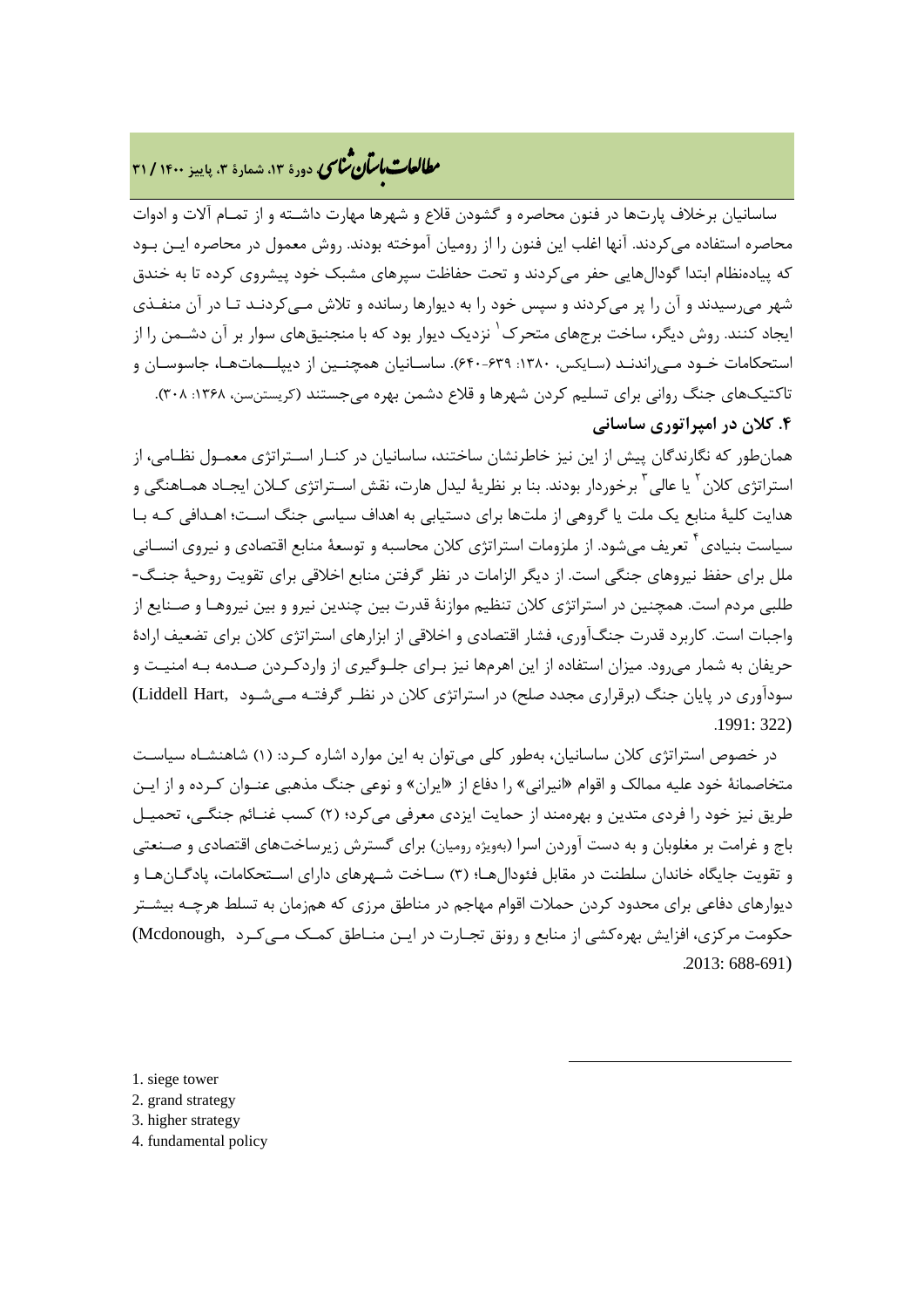ساسانیان برخلاف پارت‌ها در فنون محاصره و گشودن قلاع و شهرها مهارت داشتند و از تمام آلات و ادوات محاصره استفاده می‌کردند. آنها اغلب این فنون را از رومیان آموخته بودند. روش معمول در محاصره این بود که پیاده‌نظام ابتدا گودال‌هایی حفر می‌کردند و تحت حفاظت سپرهای مشبک خود پیشروی کرده تا به خندق شهر می‌رسیدند و آن را پر می‌کردند و سپس خود را به دیوارها رسانده و تلاش می‌کردند تا در آن منفذی ایجاد کنند. روش دیگر، ساخت برج‌های متحرک[1] نزدیک دیوار بود که با منجنیق‌های سوار بر آن دشمن را از استحکامات خود می‌راندند (سایکس، ۱۳۸۰: ۶۳۹-۶۴۰). ساسانیان همچنین از دیپلمات‌ها، جاسوسان و تاکتیک‌های جنگ روانی برای تسلیم کردن شهرها و قلاع دشمن بهره می‌جستند (کریستن‌سن، ۱۳۶۸: ۳۰۸).

### ۴. کلان در امپراتوری ساسانی

همان‌طور که نگارندگان پیش از این نیز خاطرنشان ساختند، ساسانیان در کنار استراتژی معمول نظامی، از استراتژی کلان[2] یا عالی[3] برخوردار بودند. بنا بر نظریهٔ لیدل هارت، نقش استراتژی کلان ایجاد هماهنگی و هدایت کلیهٔ منابع یک ملت یا گروهی از ملت‌ها برای دستیابی به اهداف سیاسی جنگ است؛ اهدافی که با سیاست بنیادی[4] تعریف می‌شود. از ملزومات استراتژی کلان محاسبه و توسعهٔ منابع اقتصادی و نیروی انسانی ملل برای حفظ نیروهای جنگی است. از دیگر الزامات در نظر گرفتن منابع اخلاقی برای تقویت روحیهٔ جنگ‌طلبی مردم است. همچنین در استراتژی کلان تنظیم موازنهٔ قدرت بین چندین نیرو و بین نیروها و صنایع از واجبات است. کاربرد قدرت جنگ‌آوری، فشار اقتصادی و اخلاقی از ابزارهای استراتژی کلان برای تضعیف ارادهٔ حریفان به شمار می‌رود. میزان استفاده از این اهرم‌ها نیز برای جلوگیری از واردکردن صدمه به امنیت و سودآوری در پایان جنگ (برقراری مجدد صلح) در استراتژی کلان در نظر گرفته می‌شود (Liddell Hart, 1991: 322).

در خصوص استراتژی کلان ساسانیان، به‌طور کلی می‌توان به این موارد اشاره کرد: (۱) شاهنشاه سیاست متخاصمانهٔ خود علیه ممالک و اقوام «انیرانی» را دفاع از «ایران» و نوعی جنگ مذهبی عنوان کرده و از این طریق نیز خود را فردی متدین و بهره‌مند از حمایت ایزدی معرفی می‌کرد؛ (۲) کسب غنائم جنگی، تحمیل باج و غرامت بر مغلوبان و به دست آوردن اسرا (به‌ویژه رومیان) برای گسترش زیرساخت‌های اقتصادی و صنعتی و تقویت جایگاه خاندان سلطنت در مقابل فئودال‌ها؛ (۳) ساخت شهرهای دارای استحکامات، پادگان‌ها و دیوارهای دفاعی برای محدود کردن حملات اقوام مهاجم در مناطق مرزی که همزمان به تسلط هرچه بیشتر حکومت مرکزی، افزایش بهره‌کشی از منابع و رونق تجارت در این مناطق کمک می‌کرد (Mcdonough, 2013: 688-691).

---

1. siege tower
2. grand strategy
3. higher strategy
4. fundamental policy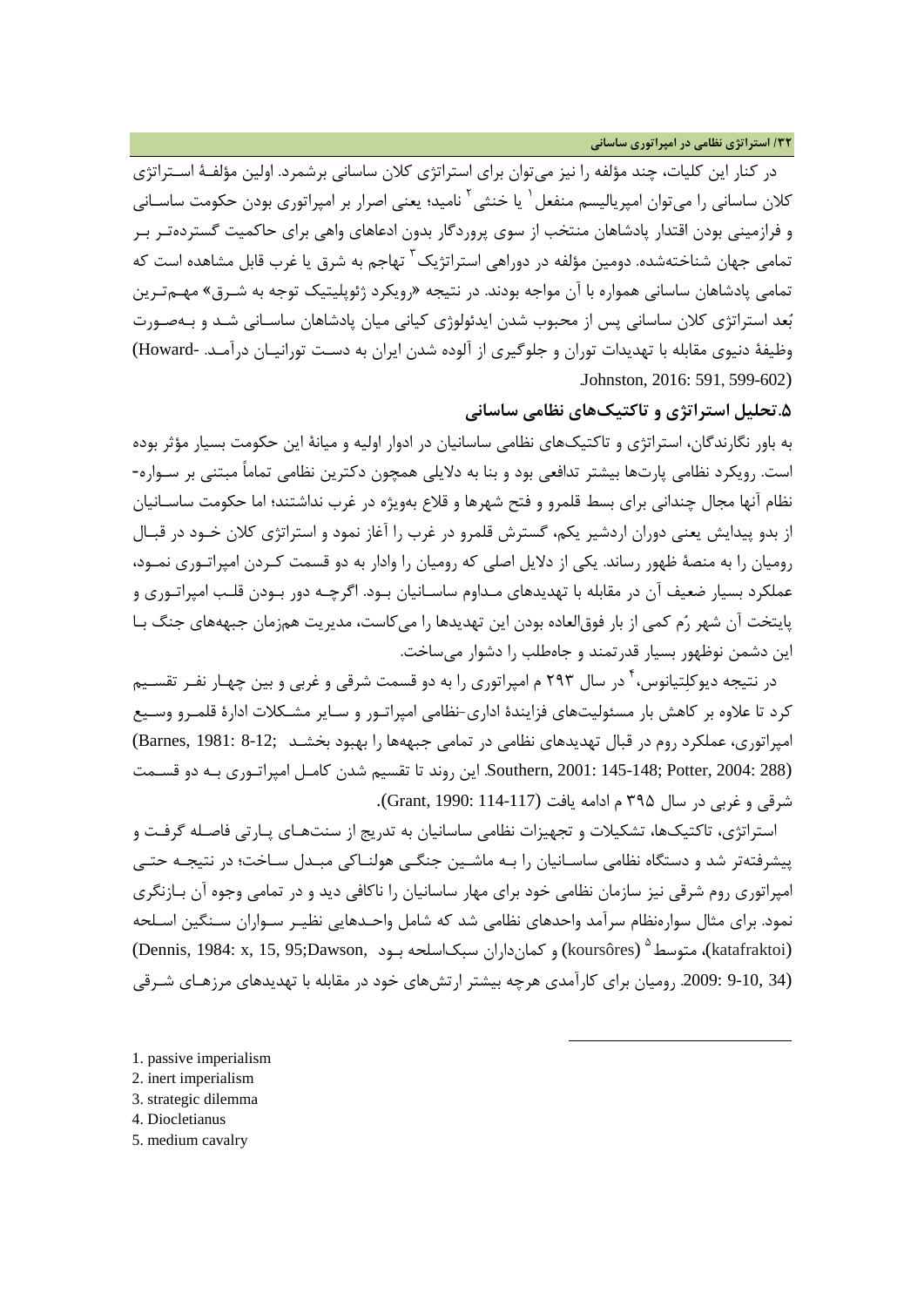در کنار این کلیات، چند مؤلفه را نیز می‌توان برای استراتژی کلان ساسانی برشمرد. اولین مؤلفۀ استراتژی کلان ساسانی را می‌توان امپریالیسم منفعل[1] یا خنثی[2] نامید؛ یعنی اصرار بر امپراتوری بودن حکومت ساسانی و فرازمینی بودن اقتدار پادشاهان منتخب از سوی پروردگار بدون ادعاهای واهی برای حاکمیت گسترده‌تر بر تمامی جهان شناخته‌شده. دومین مؤلفه در دوراهی استراتژیک[3] تهاجم به شرق یا غرب قابل مشاهده است که تمامی پادشاهان ساسانی همواره با آن مواجه بودند. در نتیجه «رویکرد ژئوپلیتیک توجه به شرق» مهم‌ترین بُعد استراتژی کلان ساسانی پس از محبوب شدن ایدئولوژی کیانی میان پادشاهان ساسانی شد و به‌صورت وظیفۀ دنیوی مقابله با تهدیدات توران و جلوگیری از آلوده شدن ایران به دست تورانیان درآمد. (Howard-Johnston, 2016: 591, 599-602).

## ۵.تحلیل استراتژی و تاکتیک‌های نظامی ساسانی

به باور نگارندگان، استراتژی و تاکتیک‌های نظامی ساسانیان در ادوار اولیه و میانۀ این حکومت بسیار مؤثر بوده است. رویکرد نظامی پارت‌ها بیشتر تدافعی بود و بنا به دلایلی همچون دکترین نظامی تماماً مبتنی بر سواره-نظام آنها مجال چندانی برای بسط قلمرو و فتح شهرها و قلاع به‌ویژه در غرب نداشتند؛ اما حکومت ساسانیان از بدو پیدایش یعنی دوران اردشیر یکم، گسترش قلمرو در غرب را آغاز نمود و استراتژی کلان خود در قبال رومیان را به منصۀ ظهور رساند. یکی از دلایل اصلی که رومیان را وادار به دو قسمت کردن امپراتوری نمود، عملکرد بسیار ضعیف آن در مقابله با تهدیدهای مداوم ساسانیان بود. اگرچه دور بودن قلب امپراتوری و پایتخت آن شهر رُم کمی از بار فوق‌العاده بودن این تهدیدها را می‌کاست، مدیریت هم‌زمان جبهه‌های جنگ با این دشمن نوظهور بسیار قدرتمند و جاه‌طلب را دشوار می‌ساخت.

در نتیجه دیوکلِتیانوس،[4] در سال ۲۹۳ م امپراتوری را به دو قسمت شرقی و غربی و بین چهار نفر تقسیم کرد تا علاوه بر کاهش بار مسئولیت‌های فزایندۀ اداری-نظامی امپراتور و سایر مشکلات ادارۀ قلمرو وسیع امپراتوری، عملکرد روم در قبال تهدیدهای نظامی در تمامی جبهه‌ها را بهبود بخشد (Barnes, 1981: 8-12; Southern, 2001: 145-148; Potter, 2004: 288). این روند تا تقسیم شدن کامل امپراتوری به دو قسمت شرقی و غربی در سال ۳۹۵ م ادامه یافت (Grant, 1990: 114-117).

استراتژی، تاکتیک‌ها، تشکیلات و تجهیزات نظامی ساسانیان به تدریج از سنت‌های پارتی فاصله گرفت و پیشرفته‌تر شد و دستگاه نظامی ساسانیان را به ماشین جنگی هولناکی مبدل ساخت؛ در نتیجه حتی امپراتوری روم شرقی نیز سازمان نظامی خود برای مهار ساسانیان را ناکافی دید و در تمامی وجوه آن بازنگری نمود. برای مثال سواره‌نظام سرآمد واحدهای نظامی شد که شامل واحدهایی نظیر سواران سنگین اسلحه (katafraktoi)، متوسط[5] (koursôres) و کمان‌داران سبک‌اسلحه بود (Dennis, 1984: x, 15, 95;Dawson, 2009: 9-10, 34). رومیان برای کارآمدی هرچه بیشتر ارتش‌های خود در مقابله با تهدیدهای مرزهای شرقی

---

1. passive imperialism
2. inert imperialism
3. strategic dilemma
4. Diocletianus
5. medium cavalry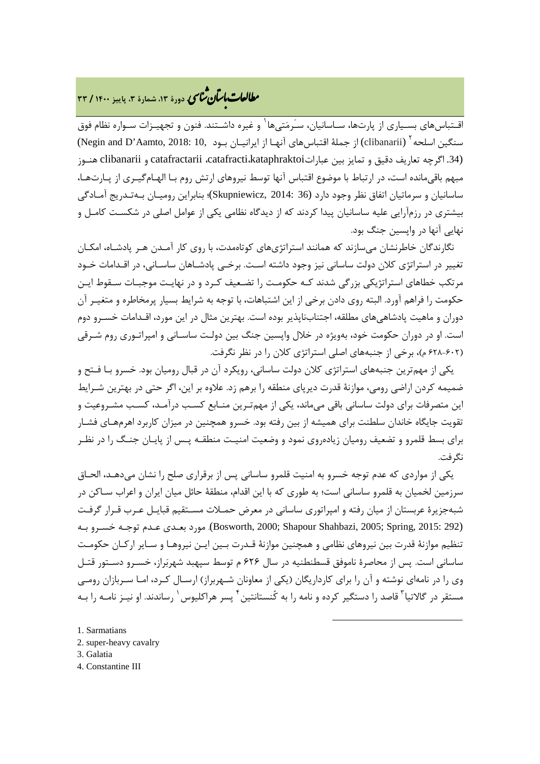اقـتباس‌های بسـیاری از پارت‌ها، سـاسانیان، سَـرمَتی‌ها[1] و غیره داشـتند. فنون و تجهیـزات سـواره نظام فوق سنگین اسلحه[2] (clibanarii) از جملهٔ اقتباس‌های آنهـا از ایرانیـان بـود (Negin and D'Aamto, 2018: 10, 34). اگرچه تعاریف دقیق و تمایز بین عبارات kataphraktoi، catafracti، catafractarii و clibanarii هنـوز مبهم باقی‌مانده است، در ارتباط با موضوع اقتباس آنها توسط نیروهای ارتش روم بـا الهـام‌گیـری از پـارت‌هـا، ساسانیان و سرماتیان اتفاق نظر وجود دارد (Skupniewicz, 2014: 36)؛ بنابراین رومیـان بـه‌تـدریج آمـادگی بیشتری در رزم‌آرایی علیه ساسانیان پیدا کردند که از دیدگاه نظامی یکی از عوامل اصلی در شکسـت کامـل و نهایی آنها در واپسین جنگ بود.

نگارندگان خاطرنشان می‌سازند که همانند استراتژی‌های کوتاه‌مدت، با روی کار آمـدن هـر پادشـاه، امکـان تغییر در استراتژی کلان دولت ساسانی نیز وجود داشته اسـت. برخـی پادشـاهان ساسـانی، در اقـدامات خـود مرتکب خطاهای استراتژیکی بزرگی شدند کـه حکومـت را تضـعیف کـرد و در نهایـت موجبـات سـقوط ایـن حکومت را فراهم آورد. البته روی دادن برخی از این اشتباهات، با توجه به شرایط بسیار پرمخاطره و متغیـر آن دوران و ماهیت پادشاهی‌های مطلقه، اجتناب‌ناپذیر بوده است. بهترین مثال در این مورد، اقـدامات خسـرو دوم است. او در دوران حکومت خود، به‌ویژه در خلال واپسین جنگ بین دولـت ساسـانی و امپراتـوری روم شـرقی (۶۰۲-۶۲۸ م)، برخی از جنبه‌های اصلی استراتژی کلان را در نظر نگرفت.

یکی از مهم‌ترین جنبه‌های استراتژی کلان دولت ساسانی، رویکرد آن در قبال رومیان بود. خسرو بـا فـتح و ضمیمه کردن اراضی رومی، موازنهٔ قدرت دیرپای منطقه را برهم زد. علاوه بر این، اگر حتی در بهترین شـرایط این متصرفات برای دولت ساسانی باقی می‌ماند، یکی از مهم‌تـرین منـابع کسـب درآمـد، کسـب مشـروعیت و تقویت جایگاه خاندان سلطنت برای همیشه از بین رفته بود. خسرو همچنین در میزان کاربرد اهرم‌هـای فشـار برای بسط قلمرو و تضعیف رومیان زیاده‌روی نمود و وضعیت امنیـت منطقـه پـس از پایـان جنـگ را در نظـر نگرفت.

یکی از مواردی که عدم توجه خسرو به امنیت قلمرو ساسانی پس از برقراری صلح را نشان می‌دهـد، الحـاق سرزمین لخمیان به قلمرو ساسانی است؛ به طوری که با این اقدام، منطقهٔ حائل میان ایران و اعراب سـاکن در شبه‌جزیرهٔ عربستان از میان رفته و امپراتوری ساسانی در معرض حمـلات مسـتقیم قبایـل عـرب قـرار گرفـت (Bosworth, 2000; Shapour Shahbazi, 2005; Spring, 2015: 292). مورد بعـدی عـدم توجـه خسـرو بـه تنظیم موازنهٔ قدرت بین نیروهای نظامی و همچنین موازنهٔ قـدرت بـین ایـن نیروهـا و سـایر ارکـان حکومـت ساسانی است. پس از محاصرهٔ ناموفق قسطنطنیه در سال ۶۲۶ م توسط سپهبد شهربَراز، خسـرو دسـتور قتـل وی را در نامه‌ای نوشته و آن را برای کارداریگان (یکی از معاونان شـهربراز) ارسـال کـرد، امـا سـربازان رومـی مستقر در گالاتیا[3] قاصد را دستگیر کرده و نامه را به کُنستانتین[4] پسر هراکلیوس[1] رساندند. او نیـز نامـه را بـه

1. Sarmatians
2. super-heavy cavalry
3. Galatia
4. Constantine III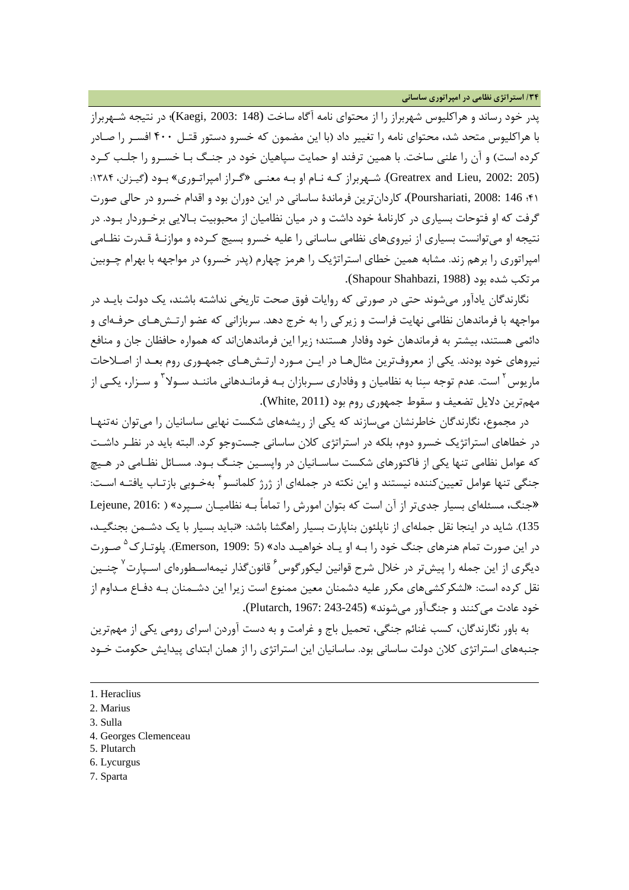پدر خود رساند و هراکلیوس شهربراز را از محتوای نامه آگاه ساخت (Kaegi, 2003: 148)؛ در نتیجه شهربراز با هراکلیوس متحد شد، محتوای نامه را تغییر داد (با این مضمون که خسرو دستور قتل ۴۰۰ افسر را صادر کرده است) و آن را علنی ساخت. با همین ترفند او حمایت سپاهیان خود در جنگ با خسرو را جلب کرد (Greatrex and Lieu, 2002: 205). شهربراز که نام او به معنی «گراز امپراتوری» بود (گیزلن، ۱۳۸۴: ۴۱؛ Pourshariati, 2008: 146)، کاردان‌ترین فرماندهٔ ساسانی در این دوران بود و اقدام خسرو در حالی صورت گرفت که او فتوحات بسیاری در کارنامهٔ خود داشت و در میان نظامیان از محبوبیت بالایی برخوردار بود. در نتیجه او می‌توانست بسیاری از نیروهای نظامی ساسانی را علیه خسرو بسیج کرده و موازنهٔ قدرت نظامی امپراتوری را برهم زند. مشابه همین خطای استراتژیک را هرمز چهارم (پدر خسرو) در مواجهه با بهرام چوبین مرتکب شده بود (Shapour Shahbazi, 1988).

نگارندگان یادآور می‌شوند حتی در صورتی که روایات فوق صحت تاریخی نداشته باشند، یک دولت باید در مواجهه با فرماندهان نظامی نهایت فراست و زیرکی را به خرج دهد. سربازانی که عضو ارتش‌های حرفه‌ای و دائمی هستند، بیشتر به فرماندهان خود وفادار هستند؛ زیرا این فرماندهان‌اند که همواره حافظان جان و منافع نیروهای خود بودند. یکی از معروف‌ترین مثال‌ها در این مورد ارتش‌های جمهوری روم بعد از اصلاحات ماریوس[2] است. عدم توجه سِنا به نظامیان و وفاداری سربازان به فرماندهانی مانند سولا[3] و سزار، یکی از مهم‌ترین دلایل تضعیف و سقوط جمهوری روم بود (White, 2011).

در مجموع، نگارندگان خاطرنشان می‌سازند که یکی از ریشه‌های شکست نهایی ساسانیان را می‌توان نه‌تنها در خطاهای استراتژیک خسرو دوم، بلکه در استراتژی کلان ساسانی جست‌وجو کرد. البته باید در نظر داشت که عوامل نظامی تنها یکی از فاکتورهای شکست ساسانیان در واپسین جنگ بود. مسائل نظامی در هیچ جنگی تنها عوامل تعیین‌کننده نیستند و این نکته در جمله‌ای از ژرژ کلمانسو[4] به‌خوبی بازتاب یافته است: «جنگ، مسئله‌ای بسیار جدی‌تر از آن است که بتوان امورش را تماماً به نظامیان سپرد» (Lejeune, 2016: 135). شاید در اینجا نقل جمله‌ای از ناپلئون بناپارت بسیار راهگشا باشد: «نباید بسیار با یک دشمن بجنگید، در این صورت تمام هنرهای جنگ خود را به او یاد خواهید داد» (Emerson, 1909: 5). پلوتارک[5] صورت دیگری از این جمله را پیش‌تر در خلال شرح قوانین لیکورگوس[6] قانون‌گذار نیمه‌اسطوره‌ای اسپارت[7] چنین نقل کرده است: «لشکرکشی‌های مکرر علیه دشمنان معین ممنوع است زیرا این دشمنان به دفاع مداوم از خود عادت می‌کنند و جنگ‌آور می‌شوند» (Plutarch, 1967: 243-245).

به باور نگارندگان، کسب غنائم جنگی، تحمیل باج و غرامت و به دست آوردن اسرای رومی یکی از مهم‌ترین جنبه‌های استراتژی کلان دولت ساسانی بود. ساسانیان این استراتژی را از همان ابتدای پیدایش حکومت خود

---

1. Heraclius
2. Marius
3. Sulla
4. Georges Clemenceau
5. Plutarch
6. Lycurgus
7. Sparta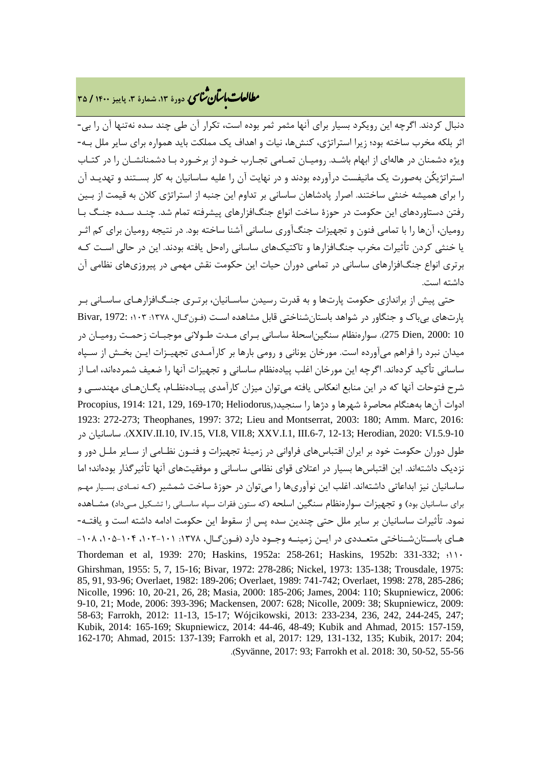دنبال کردند. اگرچه این رویکرد بسیار برای آنها مثمر ثمر بوده است، تکرار آن طی چند سده نه‌تنها آن را بی‌اثر بلکه مخرب ساخته بود؛ زیرا استراتژی، کنش‌ها، نیات و اهداف یک مملکت باید همواره برای سایر ملل به‌ویژه دشمنان در هاله‌ای از ابهام باشد. رومیان تمامی تجارب خود از برخورد با دشمنانشان را در کتاب استراتژیکُن به‌صورت یک مانیفست درآورده بودند و در نهایت آن را علیه ساسانیان به کار بستند و تهدید آن را برای همیشه خنثی ساختند. اصرار پادشاهان ساسانی بر تداوم این جنبه از استراتژی کلان به قیمت از بین رفتن دستاوردهای این حکومت در حوزۀ ساخت انواع جنگ‌افزارهای پیشرفته تمام شد. چند سده جنگ با رومیان، آن‌ها را با تمامی فنون و تجهیزات جنگ‌آوری ساسانی آشنا ساخته بود. در نتیجه رومیان برای کم اثر یا خنثی کردن تأثیرات مخرب جنگ‌افزارها و تاکتیک‌های ساسانی راه‌حل یافته بودند. این در حالی است که برتری انواع جنگ‌افزارهای ساسانی در تمامی دوران حیات این حکومت نقش مهمی در پیروزی‌های نظامی آن داشته است.

حتی پیش از براندازی حکومت پارت‌ها و به قدرت رسیدن ساسانیان، برتری جنگ‌افزارهای ساسانی بر پارت‌های بی‌باک و جنگاور در شواهد باستان‌شناختی قابل مشاهده است (فون‌گال، ۱۳۷۸: ۱۰۳؛ Bivar, 1972: 275 Dien, 2000: 10). سواره‌نظام سنگین‌اسلحۀ ساسانی برای مدت طولانی موجبات زحمت رومیان در میدان نبرد را فراهم می‌آورده است. مورخان یونانی و رومی بارها بر کارآمدی تجهیزات این بخش از سپاه ساسانی تأکید کرده‌اند. اگرچه این مورخان اغلب پیاده‌نظام ساسانی و تجهیزات آنها را ضعیف شمرده‌اند، اما از شرح فتوحات آنها که در این منابع انعکاس یافته می‌توان میزان کارآمدی پیاده‌نظام، یگان‌های مهندسی و ادوات آن‌ها به‌هنگام محاصرۀ شهرها و دژها را سنجید(Procopius, 1914: 121, 129, 169-170; Heliodorus, 1923: 272-273; Theophanes, 1997: 372; Lieu and Montserrat, 2003: 180; Amm. Marc, 2016: XXIV.II.10, IV.15, VI.8, VII.8; XXV.I.1, III.6-7, 12-13; Herodian, 2020: VI.5.9-10). ساسانیان در طول دوران حکومت خود بر ایران اقتباس‌های فراوانی در زمینۀ تجهیزات و فنون نظامی از سایر ملل دور و نزدیک داشته‌اند. این اقتباس‌ها بسیار در اعتلای قوای نظامی ساسانی و موفقیت‌های آنها تأثیرگذار بوده‌اند؛ اما ساسانیان نیز ابداعاتی داشته‌اند. اغلب این نوآوری‌ها را می‌توان در حوزۀ ساخت شمشیر (که نمادی بسیار مهم برای ساسانیان بود) و تجهیزات سواره‌نظام سنگین اسلحه (که ستون فقرات سپاه ساسانی را تشکیل می‌داد) مشاهده نمود. تأثیرات ساسانیان بر سایر ملل حتی چندین سده پس از سقوط این حکومت ادامه داشته است و یافته‌های باستان‌شناختی متعددی در این زمینه وجود دارد (فون‌گال، ۱۳۷۸: ۱۰۱-۱۰۲، ۱۰۴-۱۰۵، ۱۰۸-۱۱۰؛ Thordeman et al, 1939: 270; Haskins, 1952a: 258-261; Haskins, 1952b: 331-332; Ghirshman, 1955: 5, 7, 15-16; Bivar, 1972: 278-286; Nickel, 1973: 135-138; Trousdale, 1975: 85, 91, 93-96; Overlaet, 1982: 189-206; Overlaet, 1989: 741-742; Overlaet, 1998: 278, 285-286; Nicolle, 1996: 10, 20-21, 26, 28; Masia, 2000: 185-206; James, 2004: 110; Skupniewicz, 2006: 9-10, 21; Mode, 2006: 393-396; Mackensen, 2007: 628; Nicolle, 2009: 38; Skupniewicz, 2009: 58-63; Farrokh, 2012: 11-13, 15-17; Wójcikowski, 2013: 233-234, 236, 242, 244-245, 247; Kubik, 2014: 165-169; Skupniewicz, 2014: 44-46, 48-49; Kubik and Ahmad, 2015: 157-159, 162-170; Ahmad, 2015: 137-139; Farrokh et al, 2017: 129, 131-132, 135; Kubik, 2017: 204; Syvänne, 2017: 93; Farrokh et al. 2018: 30, 50-52, 55-56).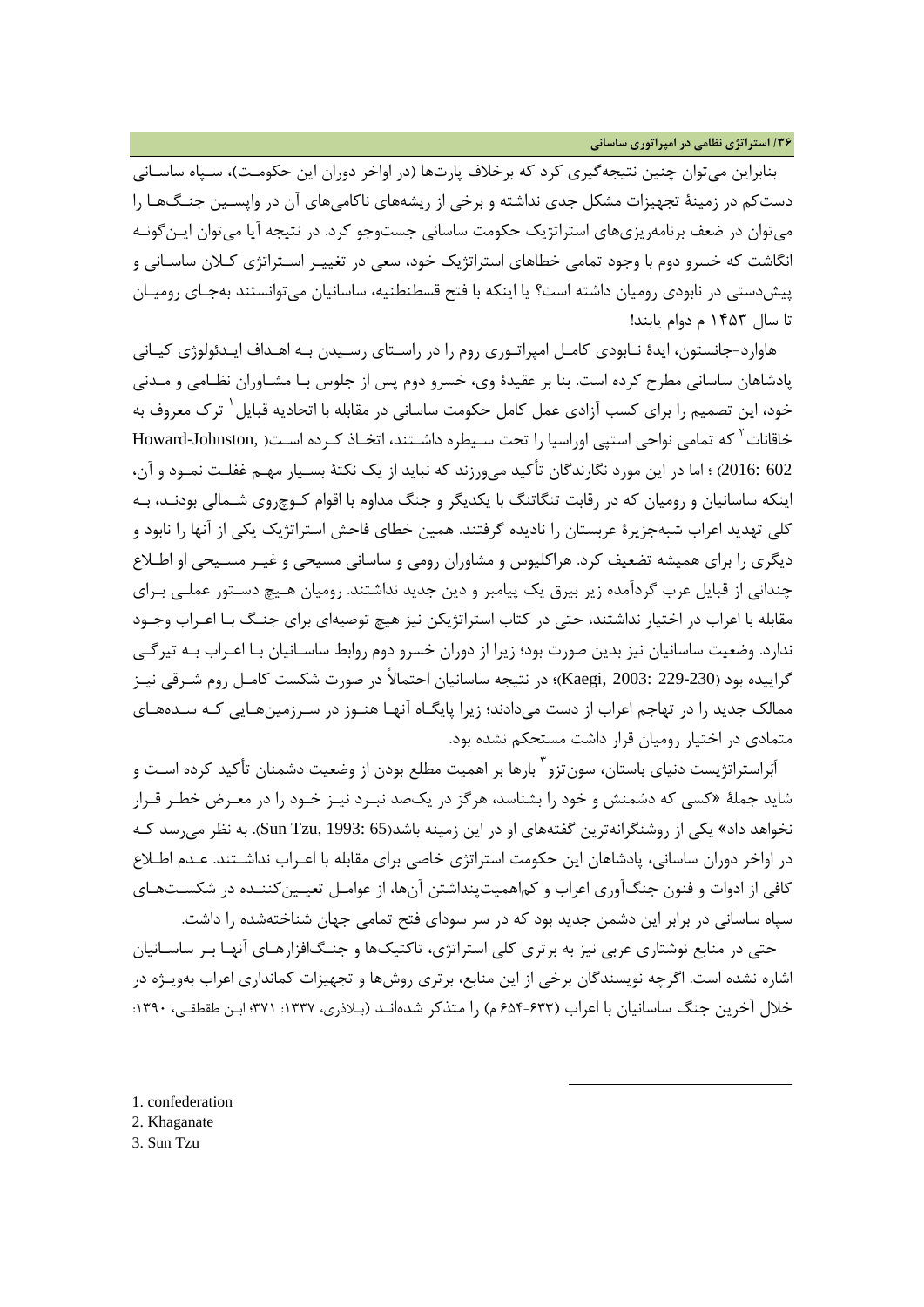بنابراین می‌توان چنین نتیجه‌گیری کرد که برخلاف پارت‌ها (در اواخر دوران این حکومت)، سپاه ساسانی دست‌کم در زمینهٔ تجهیزات مشکل جدی نداشته و برخی از ریشه‌های ناکامی‌های آن در واپسین جنگ‌ها را می‌توان در ضعف برنامه‌ریزی‌های استراتژیک حکومت ساسانی جست‌وجو کرد. در نتیجه آیا می‌توان این‌گونه انگاشت که خسرو دوم با وجود تمامی خطاهای استراتژیک خود، سعی در تغییر استراتژی کلان ساسانی و پیش‌دستی در نابودی رومیان داشته است؟ یا اینکه با فتح قسطنطنیه، ساسانیان می‌توانستند به‌جای رومیان تا سال ۱۴۵۳ م دوام یابند!

هاوارد-جانستون، ایدهٔ نابودی کامل امپراتوری روم را در راستای رسیدن به اهداف ایدئولوژی کیانی پادشاهان ساسانی مطرح کرده است. بنا بر عقیدهٔ وی، خسرو دوم پس از جلوس با مشاوران نظامی و مدنی خود، این تصمیم را برای کسب آزادی عمل کامل حکومت ساسانی در مقابله با اتحادیه قبایل[1] ترک معروف به خاقانات[2] که تمامی نواحی استپی اوراسیا را تحت سیطره داشتند، اتخاذ کرده است (Howard-Johnston, 2016: 602) ؛ اما در این مورد نگارندگان تأکید می‌ورزند که نباید از یک نکتهٔ بسیار مهم غفلت نمود و آن، اینکه ساسانیان و رومیان که در رقابت تنگاتنگ با یکدیگر و جنگ مداوم با اقوام کوچ‌روی شمالی بودند، به کلی تهدید اعراب شبه‌جزیرهٔ عربستان را نادیده گرفتند. همین خطای فاحش استراتژیک یکی از آنها را نابود و دیگری را برای همیشه تضعیف کرد. هراکلیوس و مشاوران رومی و ساسانی مسیحی و غیر مسیحی او اطلاع چندانی از قبایل عرب گردآمده زیر بیرق یک پیامبر و دین جدید نداشتند. رومیان هیچ دستور عملی برای مقابله با اعراب در اختیار نداشتند، حتی در کتاب استراتژیکن نیز هیچ توصیه‌ای برای جنگ با اعراب وجود ندارد. وضعیت ساسانیان نیز بدین صورت بود؛ زیرا از دوران خسرو دوم روابط ساسانیان با اعراب به تیرگی گراییده بود (Kaegi, 2003: 229-230)؛ در نتیجه ساسانیان احتمالاً در صورت شکست کامل روم شرقی نیز ممالک جدید را در تهاجم اعراب از دست می‌دادند؛ زیرا پایگاه آنها هنوز در سرزمین‌هایی که سده‌های متمادی در اختیار رومیان قرار داشت مستحکم نشده بود.

اَبَراستراتژیست دنیای باستان، سون‌تزو[3] بارها بر اهمیت مطلع بودن از وضعیت دشمنان تأکید کرده است و شاید جملهٔ «کسی که دشمنش و خود را بشناسد، هرگز در یک‌صد نبرد نیز خود را در معرض خطر قرار نخواهد داد» یکی از روشنگرانه‌ترین گفته‌های او در این زمینه باشد(Sun Tzu, 1993: 65). به نظر می‌رسد که در اواخر دوران ساسانی، پادشاهان این حکومت استراتژی خاصی برای مقابله با اعراب نداشتند. عدم اطلاع کافی از ادوات و فنون جنگ‌آوری اعراب و کم‌اهمیت‌پنداشتن آن‌ها، از عوامل تعیین‌کننده در شکست‌های سپاه ساسانی در برابر این دشمن جدید بود که در سر سودای فتح تمامی جهان شناخته‌شده را داشت.

حتی در منابع نوشتاری عربی نیز به برتری کلی استراتژی، تاکتیک‌ها و جنگ‌افزارهای آنها بر ساسانیان اشاره نشده است. اگرچه نویسندگان برخی از این منابع، برتری روش‌ها و تجهیزات کمانداری اعراب به‌ویژه در خلال آخرین جنگ ساسانیان با اعراب (۶۳۳-۶۵۴ م) را متذکر شده‌اند (بلاذری، ۱۳۳۷: ۳۷۱؛ ابن طقطقی، ۱۳۹۰:

---

1. confederation
2. Khaganate
3. Sun Tzu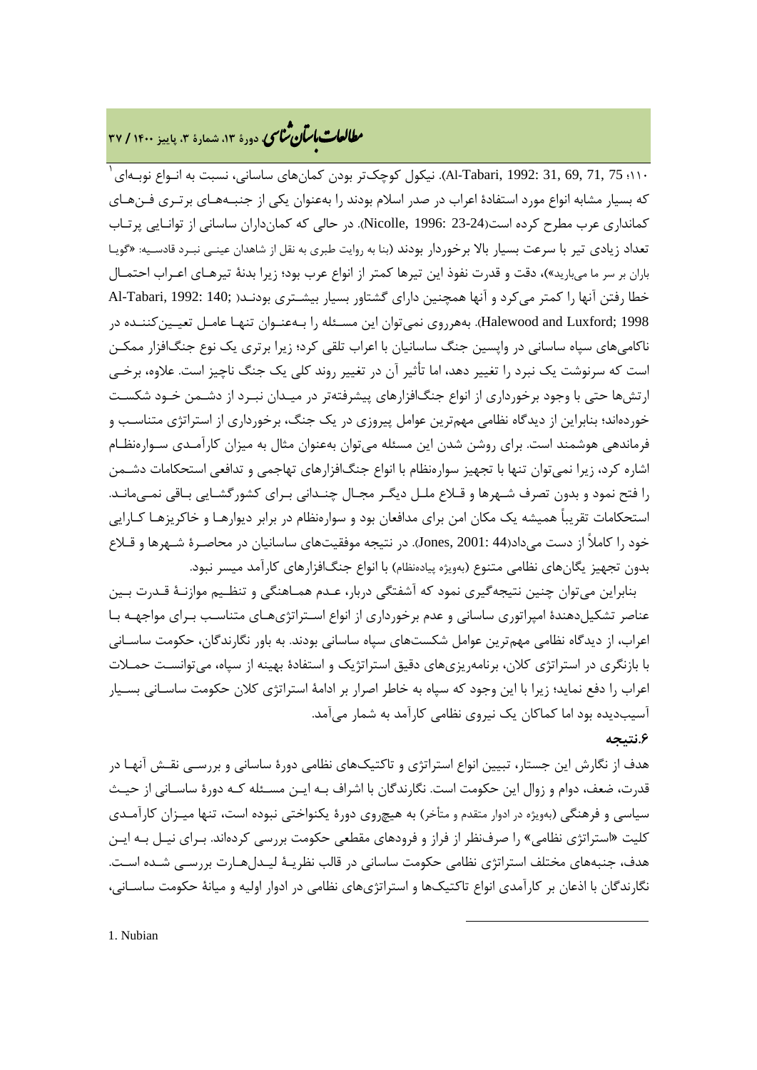۱۱۰؛ Al-Tabari, 1992: 31, 69, 71, 75). نیکول کوچک‌تر بودن کمان‌های ساسانی، نسبت به انـواع نوبـه‌ای[1] که بسیار مشابه انواع مورد استفادهٔ اعراب در صدر اسلام بودند را به‌عنوان یکی از جنبـه‌هـای برتـری فـن‌هـای کمانداری عرب مطرح کرده است(Nicolle, 1996: 23-24). در حالی که کمان‌داران ساسانی از توانـایی پرتـاب تعداد زیادی تیر با سرعت بسیار بالا برخوردار بودند (بنا به روایت طبری به نقل از شاهدان عینـی نبـرد قادسـیه: «گویـا باران بر سر ما می‌بارید»)، دقت و قدرت نفوذ این تیرها کمتر از انواع عرب بود؛ زیرا بدنهٔ تیرهـای اعـراب احتمـال خطا رفتن آنها را کمتر می‌کرد و آنها همچنین دارای گشتاور بسیار بیشـتری بودنـد( ;Al-Tabari, 1992: 140 Halewood and Luxford; 1998). به‌هرروی نمی‌توان این مسـئله را بـه‌عنـوان تنهـا عامـل تعیـین‌کننـده در ناکامی‌های سپاه ساسانی در واپسین جنگ ساسانیان با اعراب تلقی کرد؛ زیرا برتری یک نوع جنگ‌افزار ممکـن است که سرنوشت یک نبرد را تغییر دهد، اما تأثیر آن در تغییر روند کلی یک جنگ ناچیز است. علاوه، برخـی ارتش‌ها حتی با وجود برخورداری از انواع جنگ‌افزارهای پیشرفته‌تر در میـدان نبـرد از دشـمن خـود شکسـت خورده‌اند؛ بنابراین از دیدگاه نظامی مهم‌ترین عوامل پیروزی در یک جنگ، برخورداری از استراتژی متناسـب و فرماندهی هوشمند است. برای روشن شدن این مسئله می‌توان به‌عنوان مثال به میزان کارآمـدی سـواره‌نظـام اشاره کرد، زیرا نمی‌توان تنها با تجهیز سواره‌نظام با انواع جنگ‌افزارهای تهاجمی و تدافعی استحکامات دشـمن را فتح نمود و بدون تصرف شـهرها و قـلاع ملـل دیگـر مجـال چنـدانی بـرای کشورگشـایی بـاقی نمـی‌مانـد. استحکامات تقریباً همیشه یک مکان امن برای مدافعان بود و سواره‌نظام در برابر دیوارهـا و خاکریزهـا کـارایی خود را کاملاً از دست می‌داد(Jones, 2001: 44). در نتیجه موفقیت‌های ساسانیان در محاصـرهٔ شـهرها و قـلاع بدون تجهیز یگان‌های نظامی متنوع (به‌ویژه پیاده‌نظام) با انواع جنگ‌افزارهای کارآمد میسر نبود.

بنابراین می‌توان چنین نتیجه‌گیری نمود که آشفتگی دربار، عـدم همـاهنگی و تنظـیم موازنـهٔ قـدرت بـین عناصر تشکیل‌دهندهٔ امپراتوری ساسانی و عدم برخورداری از انواع اسـتراتژی‌هـای متناسـب بـرای مواجهـه بـا اعراب، از دیدگاه نظامی مهم‌ترین عوامل شکست‌های سپاه ساسانی بودند. به باور نگارندگان، حکومت ساسـانی با بازنگری در استراتژی کلان، برنامه‌ریزی‌های دقیق استراتژیک و استفادهٔ بهینه از سپاه، می‌توانسـت حمـلات اعراب را دفع نماید؛ زیرا با این وجود که سپاه به خاطر اصرار بر ادامهٔ استراتژی کلان حکومت ساسـانی بسـیار آسیب‌دیده بود اما کماکان یک نیروی نظامی کارآمد به شمار می‌آمد.

### ۶.نتیجه

هدف از نگارش این جستار، تبیین انواع استراتژی و تاکتیک‌های نظامی دورهٔ ساسانی و بررسـی نقـش آنهـا در قدرت، ضعف، دوام و زوال این حکومت است. نگارندگان با اشراف بـه ایـن مسـئله کـه دورهٔ ساسـانی از حیـث سیاسی و فرهنگی (به‌ویژه در ادوار متقدم و متأخر) به هیچ‌روی دورهٔ یکنواختی نبوده است، تنها میـزان کارآمـدی کلیت «استراتژی نظامی» را صرف‌نظر از فراز و فرودهای مقطعی حکومت بررسی کرده‌اند. بـرای نیـل بـه ایـن هدف، جنبه‌های مختلف استراتژی نظامی حکومت ساسانی در قالب نظریـهٔ لیـدل‌هـارت بررسـی شـده اسـت. نگارندگان با اذعان بر کارآمدی انواع تاکتیک‌ها و استراتژی‌های نظامی در ادوار اولیه و میانهٔ حکومت ساسـانی،

---

1. Nubian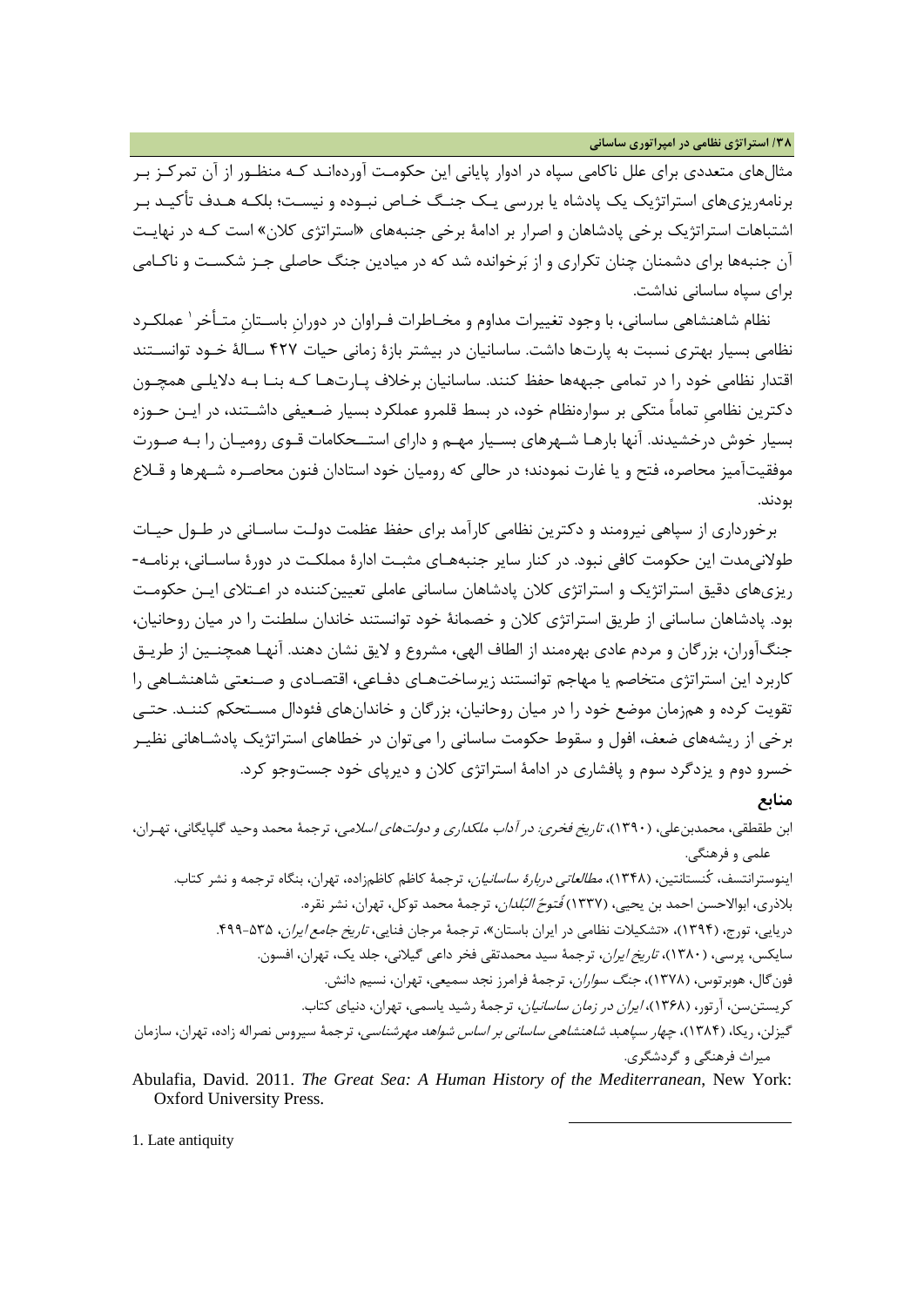مثال‌های متعددی برای علل ناکامی سپاه در ادوار پایانی این حکومت آورده‌اند که منظور از آن تمرکز بر برنامه‌ریزی‌های استراتژیک یک پادشاه یا بررسی یک جنگ خاص نبوده و نیست؛ بلکه هدف تأکید بر اشتباهات استراتژیک برخی پادشاهان و اصرار بر ادامهٔ برخی جنبه‌های «استراتژی کلان» است که در نهایت آن جنبه‌ها برای دشمنان چنان تکراری و از بَرخوانده شد که در میادین جنگ حاصلی جز شکست و ناکامی برای سپاه ساسانی نداشت.

نظام شاهنشاهی ساسانی، با وجود تغییرات مداوم و مخاطرات فراوان در دورانِ باستانِ متأخر[1] عملکرد نظامی بسیار بهتری نسبت به پارت‌ها داشت. ساسانیان در بیشتر بازهٔ زمانی حیات ۴۲۷ سالهٔ خود توانستند اقتدار نظامی خود را در تمامی جبهه‌ها حفظ کنند. ساسانیان برخلاف پارت‌ها که بنا به دلایلی همچون دکترین نظامیِ تماماً متکی بر سواره‌نظام خود، در بسط قلمرو عملکرد بسیار ضعیفی داشتند، در این حوزه بسیار خوش درخشیدند. آنها بارها شهرهای بسیار مهم و دارای استحکامات قوی رومیان را به صورت موفقیت‌آمیز محاصره، فتح و یا غارت نمودند؛ در حالی که رومیان خود استادان فنون محاصره شهرها و قلاع بودند.

برخورداری از سپاهی نیرومند و دکترین نظامی کارآمد برای حفظ عظمت دولت ساسانی در طول حیات طولانی‌مدت این حکومت کافی نبود. در کنار سایر جنبه‌های مثبت ادارهٔ مملکت در دورهٔ ساسانی، برنامه‌ریزی‌های دقیق استراتژیک و استراتژی کلان پادشاهان ساسانی عاملی تعیین‌کننده در اعتلای این حکومت بود. پادشاهان ساسانی از طریق استراتژی کلان و خصمانهٔ خود توانستند خاندان سلطنت را در میان روحانیان، جنگ‌آوران، بزرگان و مردم عادی بهره‌مند از الطاف الهی، مشروع و لایق نشان دهند. آنها همچنین از طریق کاربرد این استراتژی متخاصم یا مهاجم توانستند زیرساخت‌های دفاعی، اقتصادی و صنعتی شاهنشاهی را تقویت کرده و هم‌زمان موضع خود را در میان روحانیان، بزرگان و خاندان‌های فئودال مستحکم کنند. حتی برخی از ریشه‌های ضعف، افول و سقوط حکومت ساسانی را می‌توان در خطاهای استراتژیک پادشاهانی نظیر خسرو دوم و یزدگرد سوم و پافشاری در ادامهٔ استراتژی کلان و دیرپای خود جست‌وجو کرد.

## منابع

ابن طقطقی، محمدبن‌علی، (۱۳۹۰)، *تاریخ فخری: در آداب ملکداری و دولت‌های اسلامی*، ترجمهٔ محمد وحید گلپایگانی، تهران، علمی و فرهنگی.

اینوسترانتسف، کُنستانتین، (۱۳۴۸)، *مطالعاتی دربارهٔ ساسانیان*، ترجمهٔ کاظم کاظم‌زاده، تهران، بنگاه ترجمه و نشر کتاب.

بلاذری، ابوالاحسن احمد بن یحیی، (۱۳۳۷) *فُتوحُ البُلدان*، ترجمهٔ محمد توکل، تهران، نشر نقره.

دریایی، تورج، (۱۳۹۴)، «تشکیلات نظامی در ایران باستان»، ترجمهٔ مرجان فنایی، *تاریخ جامع ایران*، ۵۳۵-۴۹۹.

سایکس، پرسی، (۱۳۸۰)، *تاریخ ایران*، ترجمهٔ سید محمدتقی فخر داعی گیلانی، جلد یک، تهران، افسون.

فون‌گال، هوبرتوس، (۱۳۷۸)، *جنگ سواران*، ترجمهٔ فرامرز نجد سمیعی، تهران، نسیم دانش.

کریستن‌سن، آرتور، (۱۳۶۸)، *ایران در زمان ساسانیان*، ترجمهٔ رشید یاسمی، تهران، دنیای کتاب.

گیزلن، ریکا، (۱۳۸۴)، *چهار سپاهبد شاهنشاهی ساسانی بر اساس شواهد مهرشناسی*، ترجمهٔ سیروس نصراله زاده، تهران، سازمان میراث فرهنگی و گردشگری.

Abulafia, David. 2011. *The Great Sea: A Human History of the Mediterranean*, New York: Oxford University Press.

---

1. Late antiquity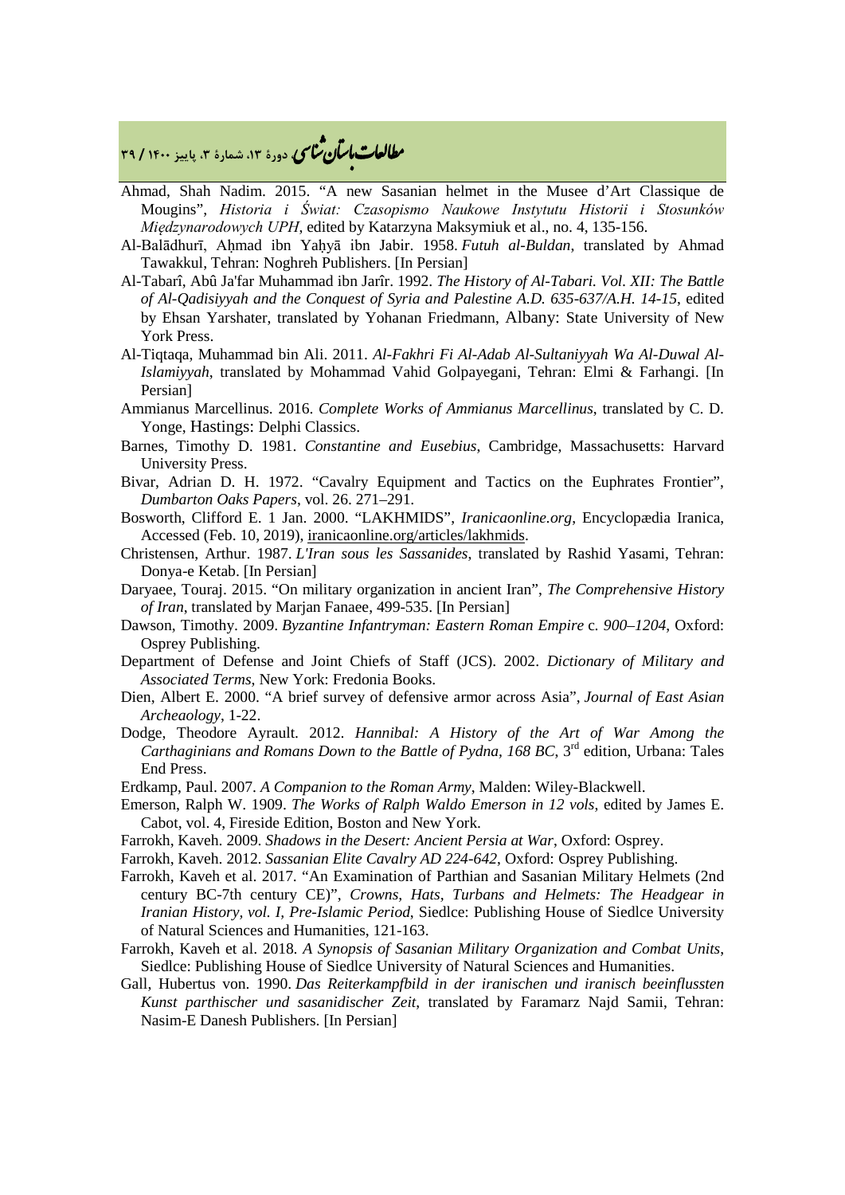Ahmad, Shah Nadim. 2015. “A new Sasanian helmet in the Musee d’Art Classique de Mougins”, *Historia i Świat: Czasopismo Naukowe Instytutu Historii i Stosunków Międzynarodowych UPH*, edited by Katarzyna Maksymiuk et al., no. 4, 135-156.

Al-Balādhurī, Aḥmad ibn Yaḥyā ibn Jabir. 1958. *Futuh al-Buldan*, translated by Ahmad Tawakkul, Tehran: Noghreh Publishers. [In Persian]

Al-Tabarî, Abû Ja'far Muhammad ibn Jarîr. 1992. *The History of Al-Tabari. Vol. XII: The Battle of Al-Qadisiyyah and the Conquest of Syria and Palestine A.D. 635-637/A.H. 14-15*, edited by Ehsan Yarshater, translated by Yohanan Friedmann, Albany: State University of New York Press.

Al-Tiqtaqa, Muhammad bin Ali. 2011. *Al-Fakhri Fi Al-Adab Al-Sultaniyyah Wa Al-Duwal Al-Islamiyyah*, translated by Mohammad Vahid Golpayegani, Tehran: Elmi & Farhangi. [In Persian]

Ammianus Marcellinus. 2016. *Complete Works of Ammianus Marcellinus*, translated by C. D. Yonge, Hastings: Delphi Classics.

Barnes, Timothy D. 1981. *Constantine and Eusebius*, Cambridge, Massachusetts: Harvard University Press.

Bivar, Adrian D. H. 1972. “Cavalry Equipment and Tactics on the Euphrates Frontier”, *Dumbarton Oaks Papers*, vol. 26. 271–291.

Bosworth, Clifford E. 1 Jan. 2000. “LAKHMIDS”, *Iranicaonline.org*, Encyclopædia Iranica, Accessed (Feb. 10, 2019), iranicaonline.org/articles/lakhmids.

Christensen, Arthur. 1987. *L'Iran sous les Sassanides*, translated by Rashid Yasami, Tehran: Donya-e Ketab. [In Persian]

Daryaee, Touraj. 2015. “On military organization in ancient Iran”, *The Comprehensive History of Iran*, translated by Marjan Fanaee, 499-535. [In Persian]

Dawson, Timothy. 2009. *Byzantine Infantryman: Eastern Roman Empire* c. *900–1204*, Oxford: Osprey Publishing.

Department of Defense and Joint Chiefs of Staff (JCS). 2002. *Dictionary of Military and Associated Terms*, New York: Fredonia Books.

Dien, Albert E. 2000. “A brief survey of defensive armor across Asia”, *Journal of East Asian Archeaology*, 1-22.

Dodge, Theodore Ayrault. 2012. *Hannibal: A History of the Art of War Among the Carthaginians and Romans Down to the Battle of Pydna, 168 BC*, 3rd edition, Urbana: Tales End Press.

Erdkamp, Paul. 2007. *A Companion to the Roman Army*, Malden: Wiley-Blackwell.

Emerson, Ralph W. 1909. *The Works of Ralph Waldo Emerson in 12 vols*, edited by James E. Cabot, vol. 4, Fireside Edition, Boston and New York.

Farrokh, Kaveh. 2009. *Shadows in the Desert: Ancient Persia at War*, Oxford: Osprey.

Farrokh, Kaveh. 2012. *Sassanian Elite Cavalry AD 224-642*, Oxford: Osprey Publishing.

Farrokh, Kaveh et al. 2017. “An Examination of Parthian and Sasanian Military Helmets (2nd century BC-7th century CE)”, *Crowns, Hats, Turbans and Helmets: The Headgear in Iranian History, vol. I, Pre-Islamic Period*, Siedlce: Publishing House of Siedlce University of Natural Sciences and Humanities, 121-163.

Farrokh, Kaveh et al. 2018. *A Synopsis of Sasanian Military Organization and Combat Units*, Siedlce: Publishing House of Siedlce University of Natural Sciences and Humanities.

Gall, Hubertus von. 1990. *Das Reiterkampfbild in der iranischen und iranisch beeinflussten Kunst parthischer und sasanidischer Zeit*, translated by Faramarz Najd Samii, Tehran: Nasim-E Danesh Publishers. [In Persian]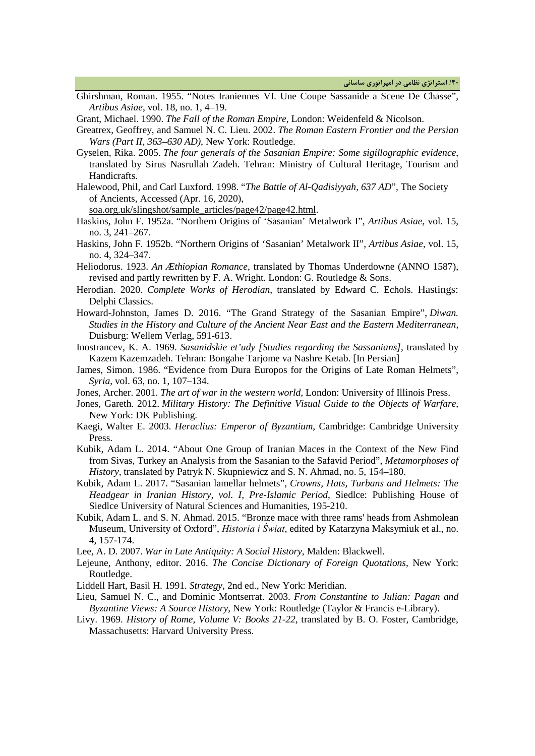Ghirshman, Roman. 1955. “Notes Iraniennes VI. Une Coupe Sassanide a Scene De Chasse”, *Artibus Asiae*, vol. 18, no. 1, 4–19.

Grant, Michael. 1990. *The Fall of the Roman Empire*, London: Weidenfeld & Nicolson.

Greatrex, Geoffrey, and Samuel N. C. Lieu. 2002. *The Roman Eastern Frontier and the Persian Wars (Part II, 363–630 AD)*, New York: Routledge.

Gyselen, Rika. 2005. *The four generals of the Sasanian Empire: Some sigillographic evidence*, translated by Sirus Nasrullah Zadeh. Tehran: Ministry of Cultural Heritage, Tourism and Handicrafts.

Halewood, Phil, and Carl Luxford. 1998. “*The Battle of Al-Qadisiyyah, 637 AD*”, The Society of Ancients, Accessed (Apr. 16, 2020), soa.org.uk/slingshot/sample_articles/page42/page42.html.

Haskins, John F. 1952a. “Northern Origins of ‘Sasanian’ Metalwork I”, *Artibus Asiae*, vol. 15, no. 3, 241–267.

Haskins, John F. 1952b. “Northern Origins of ‘Sasanian’ Metalwork II”, *Artibus Asiae*, vol. 15, no. 4, 324–347.

Heliodorus. 1923. *An Æthiopian Romance*, translated by Thomas Underdowne (ANNO 1587), revised and partly rewritten by F. A. Wright. London: G. Routledge & Sons.

Herodian. 2020. *Complete Works of Herodian*, translated by Edward C. Echols. Hastings: Delphi Classics.

Howard-Johnston, James D. 2016. “The Grand Strategy of the Sasanian Empire”, *Diwan. Studies in the History and Culture of the Ancient Near East and the Eastern Mediterranean,* Duisburg: Wellem Verlag, 591-613.

Inostrancev, K. A. 1969. *Sasanidskie et’udy [Studies regarding the Sassanians]*, translated by Kazem Kazemzadeh. Tehran: Bongahe Tarjome va Nashre Ketab. [In Persian]

James, Simon. 1986. “Evidence from Dura Europos for the Origins of Late Roman Helmets”, *Syria*, vol. 63, no. 1, 107–134.

Jones, Archer. 2001. *The art of war in the western world*, London: University of Illinois Press.

Jones, Gareth. 2012. *Military History: The Definitive Visual Guide to the Objects of Warfare*, New York: DK Publishing.

Kaegi, Walter E. 2003. *Heraclius: Emperor of Byzantium*, Cambridge: Cambridge University Press.

Kubik, Adam L. 2014. “About One Group of Iranian Maces in the Context of the New Find from Sivas, Turkey an Analysis from the Sasanian to the Safavid Period”, *Metamorphoses of History*, translated by Patryk N. Skupniewicz and S. N. Ahmad, no. 5, 154–180.

Kubik, Adam L. 2017. “Sasanian lamellar helmets”, *Crowns, Hats, Turbans and Helmets: The Headgear in Iranian History, vol. I, Pre-Islamic Period*, Siedlce: Publishing House of Siedlce University of Natural Sciences and Humanities, 195-210.

Kubik, Adam L. and S. N. Ahmad. 2015. “Bronze mace with three rams' heads from Ashmolean Museum, University of Oxford”, *Historia i Świat*, edited by Katarzyna Maksymiuk et al., no. 4, 157-174.

Lee, A. D. 2007. *War in Late Antiquity: A Social History*, Malden: Blackwell.

Lejeune, Anthony, editor. 2016. *The Concise Dictionary of Foreign Quotations*, New York: Routledge.

Liddell Hart, Basil H. 1991. *Strategy*, 2nd ed., New York: Meridian.

Lieu, Samuel N. C., and Dominic Montserrat. 2003. *From Constantine to Julian: Pagan and Byzantine Views: A Source History*, New York: Routledge (Taylor & Francis e-Library).

Livy. 1969. *History of Rome, Volume V: Books 21-22*, translated by B. O. Foster, Cambridge, Massachusetts: Harvard University Press.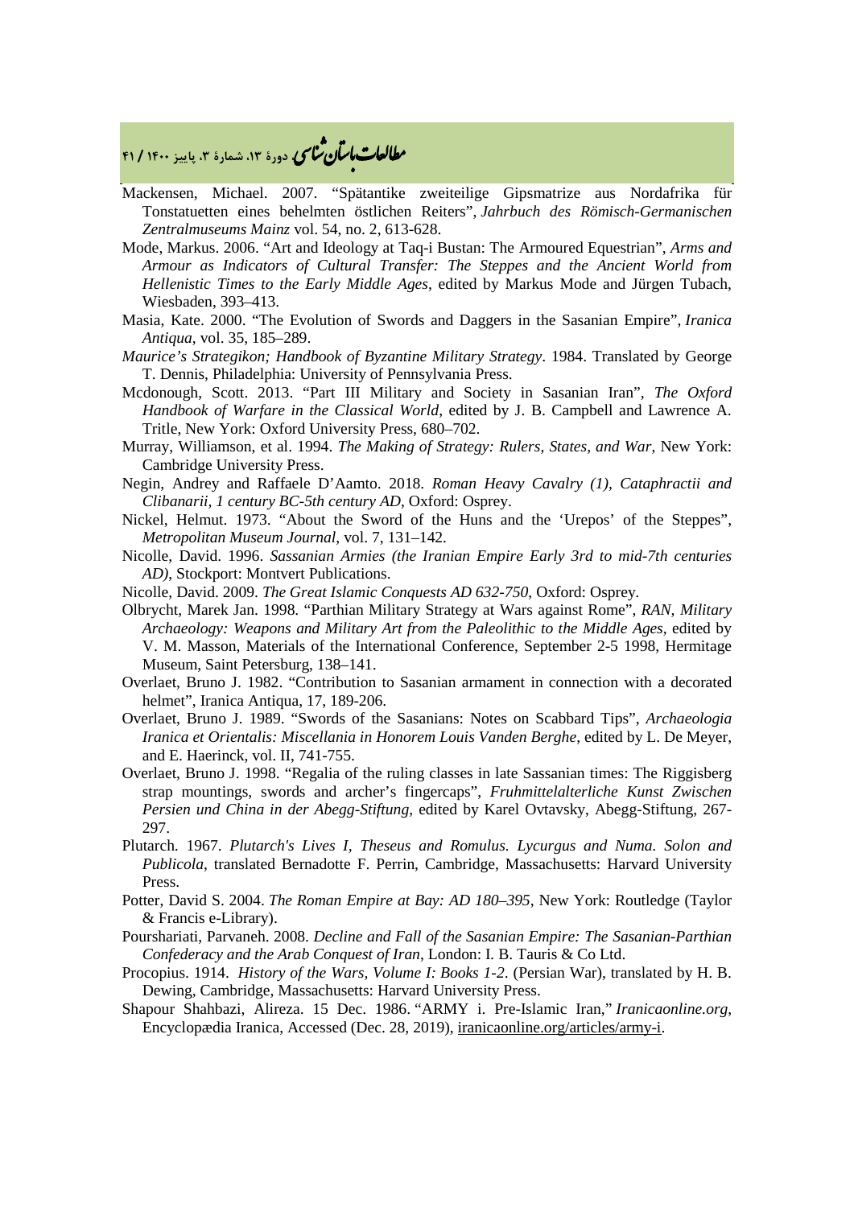Mackensen, Michael. 2007. "Spätantike zweiteilige Gipsmatrize aus Nordafrika für Tonstatuetten eines behelmten östlichen Reiters", *Jahrbuch des Römisch-Germanischen Zentralmuseums Mainz* vol. 54, no. 2, 613-628.

Mode, Markus. 2006. "Art and Ideology at Taq-i Bustan: The Armoured Equestrian", *Arms and Armour as Indicators of Cultural Transfer: The Steppes and the Ancient World from Hellenistic Times to the Early Middle Ages*, edited by Markus Mode and Jürgen Tubach, Wiesbaden, 393–413.

Masia, Kate. 2000. "The Evolution of Swords and Daggers in the Sasanian Empire", *Iranica Antiqua*, vol. 35, 185–289.

*Maurice's Strategikon; Handbook of Byzantine Military Strategy*. 1984. Translated by George T. Dennis, Philadelphia: University of Pennsylvania Press.

Mcdonough, Scott. 2013. "Part III Military and Society in Sasanian Iran", *The Oxford Handbook of Warfare in the Classical World*, edited by J. B. Campbell and Lawrence A. Tritle, New York: Oxford University Press, 680–702.

Murray, Williamson, et al. 1994. *The Making of Strategy: Rulers, States, and War*, New York: Cambridge University Press.

Negin, Andrey and Raffaele D'Aamto. 2018. *Roman Heavy Cavalry (1), Cataphractii and Clibanarii, 1 century BC-5th century AD*, Oxford: Osprey.

Nickel, Helmut. 1973. "About the Sword of the Huns and the 'Urepos' of the Steppes", *Metropolitan Museum Journal*, vol. 7, 131–142.

Nicolle, David. 1996. *Sassanian Armies (the Iranian Empire Early 3rd to mid-7th centuries AD)*, Stockport: Montvert Publications.

Nicolle, David. 2009. *The Great Islamic Conquests AD 632-750*, Oxford: Osprey.

Olbrycht, Marek Jan. 1998. "Parthian Military Strategy at Wars against Rome", *RAN, Military Archaeology: Weapons and Military Art from the Paleolithic to the Middle Ages*, edited by V. M. Masson, Materials of the International Conference, September 2-5 1998, Hermitage Museum, Saint Petersburg, 138–141.

Overlaet, Bruno J. 1982. "Contribution to Sasanian armament in connection with a decorated helmet", Iranica Antiqua, 17, 189-206.

Overlaet, Bruno J. 1989. "Swords of the Sasanians: Notes on Scabbard Tips", *Archaeologia Iranica et Orientalis: Miscellania in Honorem Louis Vanden Berghe*, edited by L. De Meyer, and E. Haerinck, vol. II, 741-755.

Overlaet, Bruno J. 1998. "Regalia of the ruling classes in late Sassanian times: The Riggisberg strap mountings, swords and archer's fingercaps", *Fruhmittelalterliche Kunst Zwischen Persien und China in der Abegg-Stiftung*, edited by Karel Ovtavsky, Abegg-Stiftung, 267-297.

Plutarch. 1967. *Plutarch's Lives I, Theseus and Romulus. Lycurgus and Numa. Solon and Publicola*, translated Bernadotte F. Perrin, Cambridge, Massachusetts: Harvard University Press.

Potter, David S. 2004. *The Roman Empire at Bay: AD 180–395*, New York: Routledge (Taylor & Francis e-Library).

Pourshariati, Parvaneh. 2008. *Decline and Fall of the Sasanian Empire: The Sasanian-Parthian Confederacy and the Arab Conquest of Iran*, London: I. B. Tauris & Co Ltd.

Procopius. 1914. *History of the Wars, Volume I: Books 1-2*. (Persian War), translated by H. B. Dewing, Cambridge, Massachusetts: Harvard University Press.

Shapour Shahbazi, Alireza. 15 Dec. 1986. "ARMY i. Pre-Islamic Iran," *Iranicaonline.org*, Encyclopædia Iranica, Accessed (Dec. 28, 2019), iranicaonline.org/articles/army-i.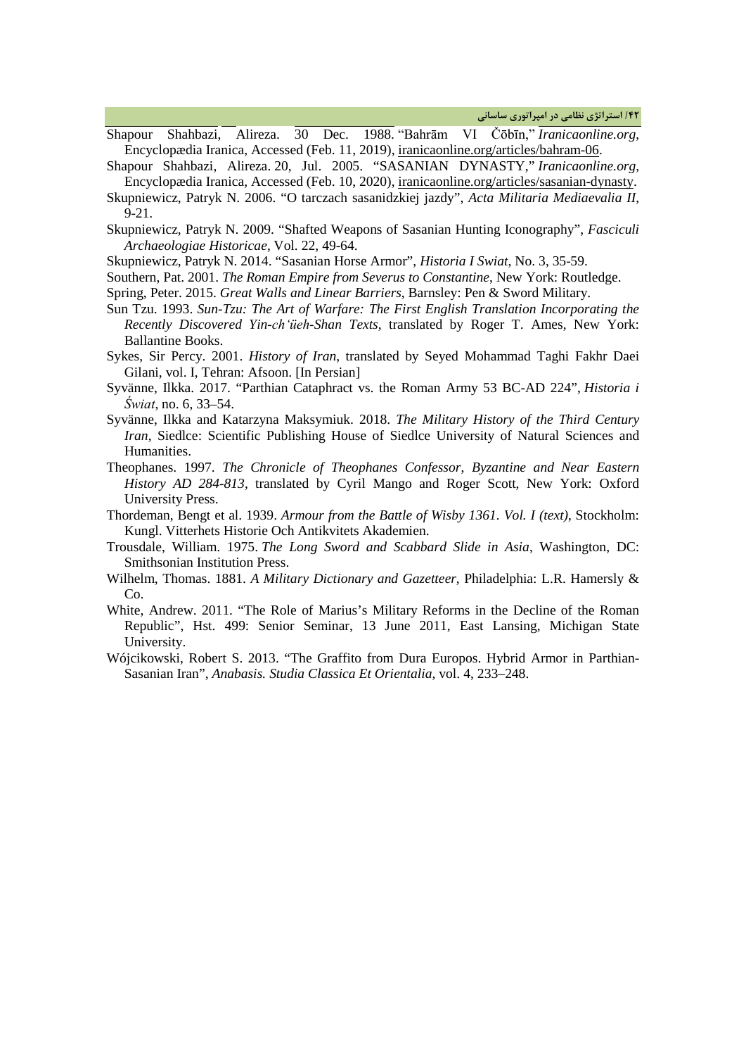Shapour Shahbazi, Alireza. 30 Dec. 1988. "Bahrām VI Čōbīn," *Iranicaonline.org*, Encyclopædia Iranica, Accessed (Feb. 11, 2019), iranicaonline.org/articles/bahram-06.

Shapour Shahbazi, Alireza. 20, Jul. 2005. "SASANIAN DYNASTY," *Iranicaonline.org*, Encyclopædia Iranica, Accessed (Feb. 10, 2020), iranicaonline.org/articles/sasanian-dynasty.

Skupniewicz, Patryk N. 2006. "O tarczach sasanidzkiej jazdy", *Acta Militaria Mediaevalia II*, 9-21.

Skupniewicz, Patryk N. 2009. "Shafted Weapons of Sasanian Hunting Iconography", *Fasciculi Archaeologiae Historicae*, Vol. 22, 49-64.

Skupniewicz, Patryk N. 2014. "Sasanian Horse Armor", *Historia I Swiat*, No. 3, 35-59.

Southern, Pat. 2001. *The Roman Empire from Severus to Constantine*, New York: Routledge.

Spring, Peter. 2015. *Great Walls and Linear Barriers*, Barnsley: Pen & Sword Military.

Sun Tzu. 1993. *Sun-Tzu: The Art of Warfare: The First English Translation Incorporating the Recently Discovered Yin-ch'üeh-Shan Texts*, translated by Roger T. Ames, New York: Ballantine Books.

Sykes, Sir Percy. 2001. *History of Iran*, translated by Seyed Mohammad Taghi Fakhr Daei Gilani, vol. I, Tehran: Afsoon. [In Persian]

Syvänne, Ilkka. 2017. "Parthian Cataphract vs. the Roman Army 53 BC-AD 224", *Historia i Świat*, no. 6, 33–54.

Syvänne, Ilkka and Katarzyna Maksymiuk. 2018. *The Military History of the Third Century Iran*, Siedlce: Scientific Publishing House of Siedlce University of Natural Sciences and Humanities.

Theophanes. 1997. *The Chronicle of Theophanes Confessor*, *Byzantine and Near Eastern History AD 284-813*, translated by Cyril Mango and Roger Scott, New York: Oxford University Press.

Thordeman, Bengt et al. 1939. *Armour from the Battle of Wisby 1361. Vol. I (text)*, Stockholm: Kungl. Vitterhets Historie Och Antikvitets Akademien.

Trousdale, William. 1975. *The Long Sword and Scabbard Slide in Asia*, Washington, DC: Smithsonian Institution Press.

Wilhelm, Thomas. 1881. *A Military Dictionary and Gazetteer*, Philadelphia: L.R. Hamersly & Co.

White, Andrew. 2011. "The Role of Marius's Military Reforms in the Decline of the Roman Republic", Hst. 499: Senior Seminar, 13 June 2011, East Lansing, Michigan State University.

Wójcikowski, Robert S. 2013. "The Graffito from Dura Europos. Hybrid Armor in Parthian-Sasanian Iran", *Anabasis. Studia Classica Et Orientalia*, vol. 4, 233–248.